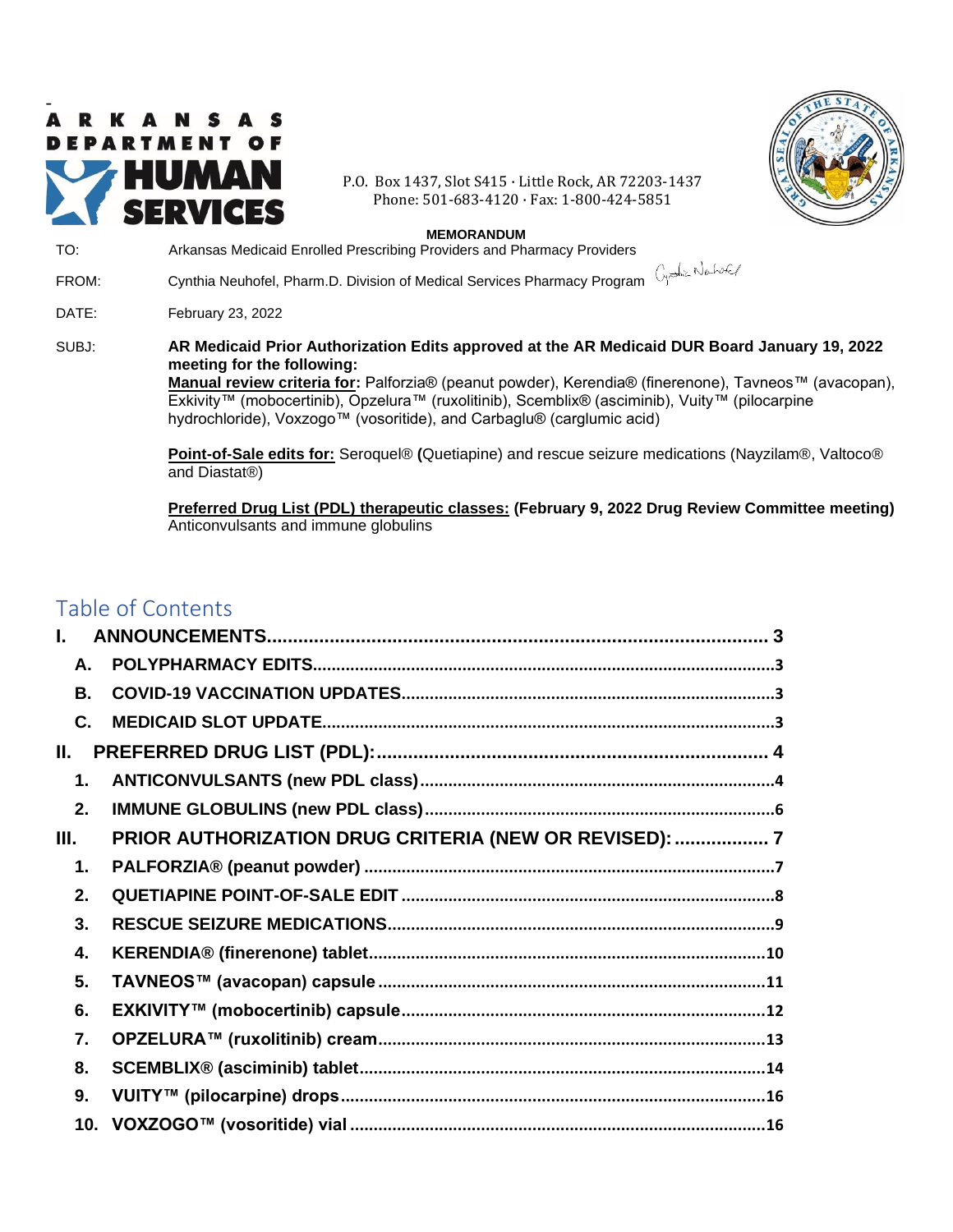**ARKANSAS DEPARTMENT OF HUMAN SERVICES**

P.O. Box 1437, Slot S415 · Little Rock, AR 72203-1437
Phone: 501-683-4120 · Fax: 1-800-424-5851

**MEMORANDUM**

TO: Arkansas Medicaid Enrolled Prescribing Providers and Pharmacy Providers

FROM: Cynthia Neuhofel, Pharm.D. Division of Medical Services Pharmacy Program

DATE: February 23, 2022

SUBJ: **AR Medicaid Prior Authorization Edits approved at the AR Medicaid DUR Board January 19, 2022 meeting for the following:**
**Manual review criteria for:** Palforzia® (peanut powder), Kerendia® (finerenone), Tavneos™ (avacopan), Exkivity™ (mobocertinib), Opzelura™ (ruxolitinib), Scemblix® (asciminib), Vuity™ (pilocarpine hydrochloride), Voxzogo™ (vosoritide), and Carbaglu® (carglumic acid)

**Point-of-Sale edits for:** Seroquel® **(**Quetiapine) and rescue seizure medications (Nayzilam®, Valtoco® and Diastat®)

**Preferred Drug List (PDL) therapeutic classes:** **(February 9, 2022 Drug Review Committee meeting)** Anticonvulsants and immune globulins

## Table of Contents

- **I. ANNOUNCEMENTS** ........ 3
  - **A. POLYPHARMACY EDITS** ........ 3
  - **B. COVID-19 VACCINATION UPDATES** ........ 3
  - **C. MEDICAID SLOT UPDATE** ........ 3
- **II. PREFERRED DRUG LIST (PDL):** ........ 4
  - **1. ANTICONVULSANTS (new PDL class)** ........ 4
  - **2. IMMUNE GLOBULINS (new PDL class)** ........ 6
- **III. PRIOR AUTHORIZATION DRUG CRITERIA (NEW OR REVISED):** ........ 7
  - **1. PALFORZIA® (peanut powder)** ........ 7
  - **2. QUETIAPINE POINT-OF-SALE EDIT** ........ 8
  - **3. RESCUE SEIZURE MEDICATIONS** ........ 9
  - **4. KERENDIA® (finerenone) tablet** ........ 10
  - **5. TAVNEOS™ (avacopan) capsule** ........ 11
  - **6. EXKIVITY™ (mobocertinib) capsule** ........ 12
  - **7. OPZELURA™ (ruxolitinib) cream** ........ 13
  - **8. SCEMBLIX® (asciminib) tablet** ........ 14
  - **9. VUITY™ (pilocarpine) drops** ........ 16
  - **10. VOXZOGO™ (vosoritide) vial** ........ 16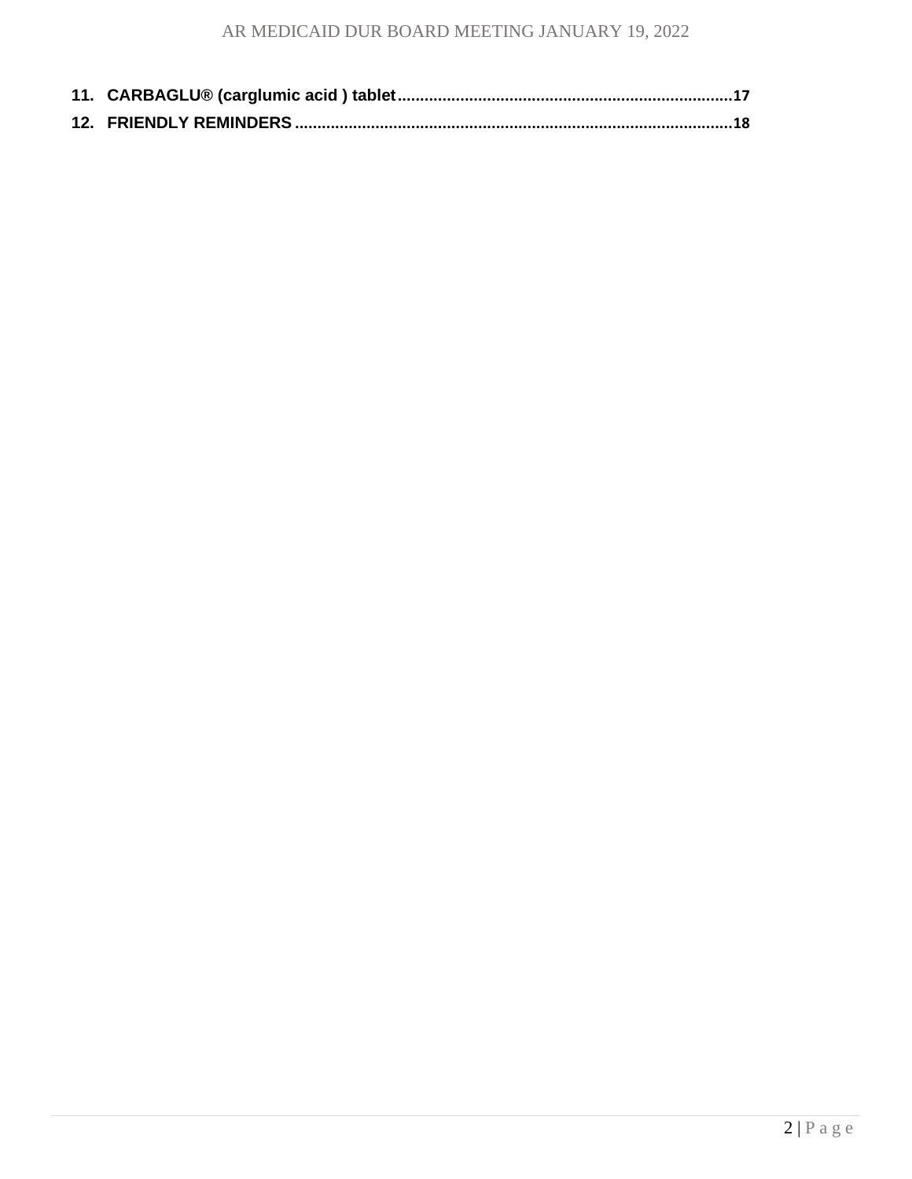11. **CARBAGLU® (carglumic acid ) tablet** ............................................................................ **17**
12. **FRIENDLY REMINDERS** ................................................................................................ **18**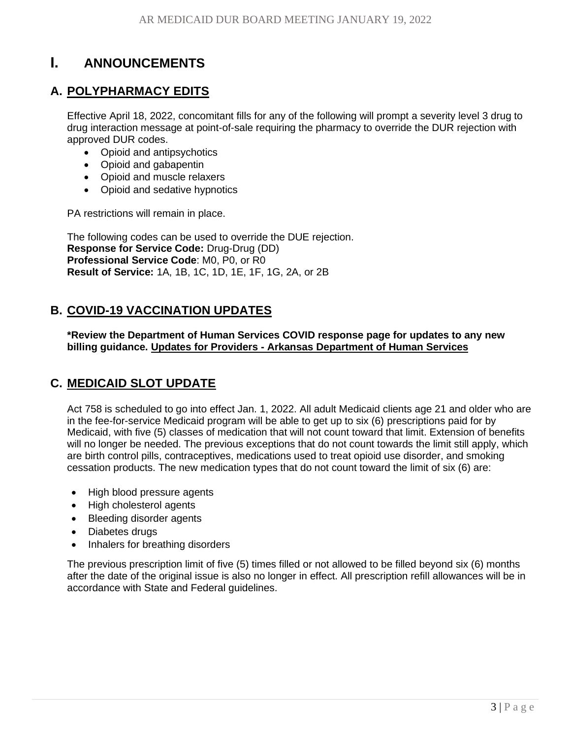# I. ANNOUNCEMENTS

## A. POLYPHARMACY EDITS

Effective April 18, 2022, concomitant fills for any of the following will prompt a severity level 3 drug to drug interaction message at point-of-sale requiring the pharmacy to override the DUR rejection with approved DUR codes.

- Opioid and antipsychotics
- Opioid and gabapentin
- Opioid and muscle relaxers
- Opioid and sedative hypnotics

PA restrictions will remain in place.

The following codes can be used to override the DUE rejection.
**Response for Service Code:** Drug-Drug (DD)
**Professional Service Code**: M0, P0, or R0
**Result of Service:** 1A, 1B, 1C, 1D, 1E, 1F, 1G, 2A, or 2B

## B. COVID-19 VACCINATION UPDATES

**\*Review the Department of Human Services COVID response page for updates to any new billing guidance. Updates for Providers - Arkansas Department of Human Services**

## C. MEDICAID SLOT UPDATE

Act 758 is scheduled to go into effect Jan. 1, 2022. All adult Medicaid clients age 21 and older who are in the fee-for-service Medicaid program will be able to get up to six (6) prescriptions paid for by Medicaid, with five (5) classes of medication that will not count toward that limit. Extension of benefits will no longer be needed. The previous exceptions that do not count towards the limit still apply, which are birth control pills, contraceptives, medications used to treat opioid use disorder, and smoking cessation products. The new medication types that do not count toward the limit of six (6) are:

- High blood pressure agents
- High cholesterol agents
- Bleeding disorder agents
- Diabetes drugs
- Inhalers for breathing disorders

The previous prescription limit of five (5) times filled or not allowed to be filled beyond six (6) months after the date of the original issue is also no longer in effect. All prescription refill allowances will be in accordance with State and Federal guidelines.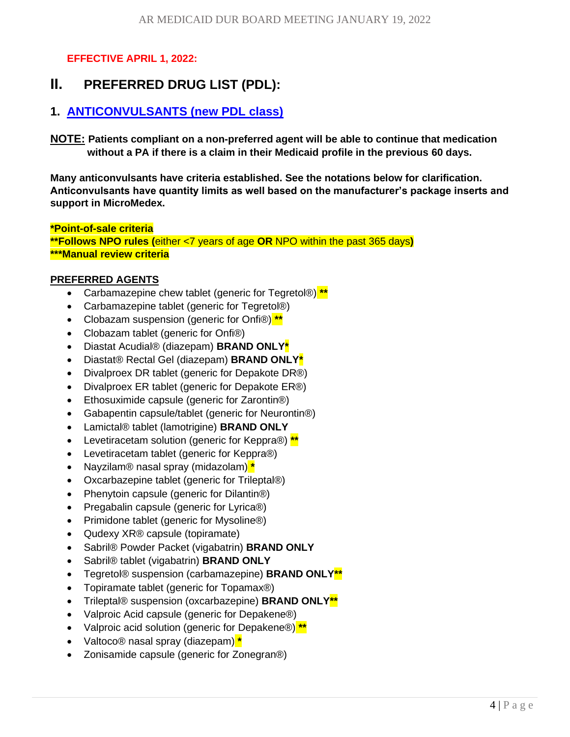**EFFECTIVE APRIL 1, 2022:**

## II. PREFERRED DRUG LIST (PDL):

### 1. ANTICONVULSANTS (new PDL class)

**NOTE:** **Patients compliant on a non-preferred agent will be able to continue that medication without a PA if there is a claim in their Medicaid profile in the previous 60 days.**

**Many anticonvulsants have criteria established. See the notations below for clarification. Anticonvulsants have quantity limits as well based on the manufacturer's package inserts and support in MicroMedex.**

**\*Point-of-sale criteria**
**\*\*Follows NPO rules (**either <7 years of age **OR** NPO within the past 365 days**)**
**\*\*\*Manual review criteria**

**PREFERRED AGENTS**

- Carbamazepine chew tablet (generic for Tegretol®) **\*\***
- Carbamazepine tablet (generic for Tegretol®)
- Clobazam suspension (generic for Onfi®) **\*\***
- Clobazam tablet (generic for Onfi®)
- Diastat Acudial® (diazepam) **BRAND ONLY\***
- Diastat® Rectal Gel (diazepam) **BRAND ONLY\***
- Divalproex DR tablet (generic for Depakote DR®)
- Divalproex ER tablet (generic for Depakote ER®)
- Ethosuximide capsule (generic for Zarontin®)
- Gabapentin capsule/tablet (generic for Neurontin®)
- Lamictal® tablet (lamotrigine) **BRAND ONLY**
- Levetiracetam solution (generic for Keppra®) **\*\***
- Levetiracetam tablet (generic for Keppra®)
- Nayzilam® nasal spray (midazolam) **\***
- Oxcarbazepine tablet (generic for Trileptal®)
- Phenytoin capsule (generic for Dilantin®)
- Pregabalin capsule (generic for Lyrica®)
- Primidone tablet (generic for Mysoline®)
- Qudexy XR® capsule (topiramate)
- Sabril® Powder Packet (vigabatrin) **BRAND ONLY**
- Sabril® tablet (vigabatrin) **BRAND ONLY**
- Tegretol® suspension (carbamazepine) **BRAND ONLY\*\***
- Topiramate tablet (generic for Topamax®)
- Trileptal® suspension (oxcarbazepine) **BRAND ONLY\*\***
- Valproic Acid capsule (generic for Depakene®)
- Valproic acid solution (generic for Depakene®) **\*\***
- Valtoco® nasal spray (diazepam) **\***
- Zonisamide capsule (generic for Zonegran®)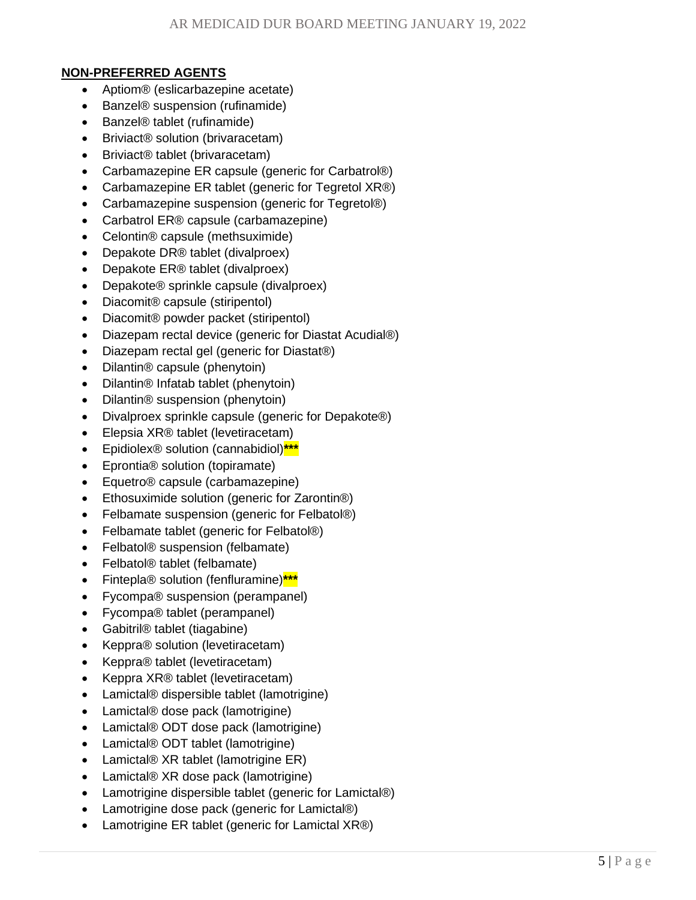**NON-PREFERRED AGENTS**

- Aptiom® (eslicarbazepine acetate)
- Banzel® suspension (rufinamide)
- Banzel® tablet (rufinamide)
- Briviact® solution (brivaracetam)
- Briviact® tablet (brivaracetam)
- Carbamazepine ER capsule (generic for Carbatrol®)
- Carbamazepine ER tablet (generic for Tegretol XR®)
- Carbamazepine suspension (generic for Tegretol®)
- Carbatrol ER® capsule (carbamazepine)
- Celontin® capsule (methsuximide)
- Depakote DR® tablet (divalproex)
- Depakote ER® tablet (divalproex)
- Depakote® sprinkle capsule (divalproex)
- Diacomit® capsule (stiripentol)
- Diacomit® powder packet (stiripentol)
- Diazepam rectal device (generic for Diastat Acudial®)
- Diazepam rectal gel (generic for Diastat®)
- Dilantin® capsule (phenytoin)
- Dilantin® Infatab tablet (phenytoin)
- Dilantin® suspension (phenytoin)
- Divalproex sprinkle capsule (generic for Depakote®)
- Elepsia XR® tablet (levetiracetam)
- Epidiolex® solution (cannabidiol)***
- Eprontia® solution (topiramate)
- Equetro® capsule (carbamazepine)
- Ethosuximide solution (generic for Zarontin®)
- Felbamate suspension (generic for Felbatol®)
- Felbamate tablet (generic for Felbatol®)
- Felbatol® suspension (felbamate)
- Felbatol® tablet (felbamate)
- Fintepla® solution (fenfluramine)***
- Fycompa® suspension (perampanel)
- Fycompa® tablet (perampanel)
- Gabitril® tablet (tiagabine)
- Keppra® solution (levetiracetam)
- Keppra® tablet (levetiracetam)
- Keppra XR® tablet (levetiracetam)
- Lamictal® dispersible tablet (lamotrigine)
- Lamictal® dose pack (lamotrigine)
- Lamictal® ODT dose pack (lamotrigine)
- Lamictal® ODT tablet (lamotrigine)
- Lamictal® XR tablet (lamotrigine ER)
- Lamictal® XR dose pack (lamotrigine)
- Lamotrigine dispersible tablet (generic for Lamictal®)
- Lamotrigine dose pack (generic for Lamictal®)
- Lamotrigine ER tablet (generic for Lamictal XR®)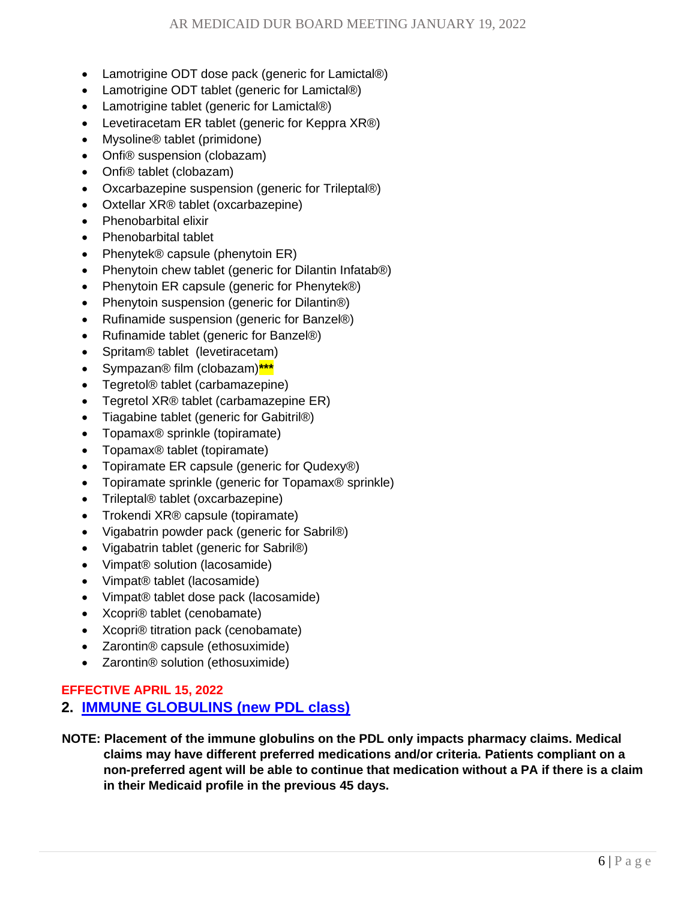- Lamotrigine ODT dose pack (generic for Lamictal®)
- Lamotrigine ODT tablet (generic for Lamictal®)
- Lamotrigine tablet (generic for Lamictal®)
- Levetiracetam ER tablet (generic for Keppra XR®)
- Mysoline® tablet (primidone)
- Onfi® suspension (clobazam)
- Onfi® tablet (clobazam)
- Oxcarbazepine suspension (generic for Trileptal®)
- Oxtellar XR® tablet (oxcarbazepine)
- Phenobarbital elixir
- Phenobarbital tablet
- Phenytek® capsule (phenytoin ER)
- Phenytoin chew tablet (generic for Dilantin Infatab®)
- Phenytoin ER capsule (generic for Phenytek®)
- Phenytoin suspension (generic for Dilantin®)
- Rufinamide suspension (generic for Banzel®)
- Rufinamide tablet (generic for Banzel®)
- Spritam® tablet (levetiracetam)
- Sympazan® film (clobazam)***
- Tegretol® tablet (carbamazepine)
- Tegretol XR® tablet (carbamazepine ER)
- Tiagabine tablet (generic for Gabitril®)
- Topamax® sprinkle (topiramate)
- Topamax® tablet (topiramate)
- Topiramate ER capsule (generic for Qudexy®)
- Topiramate sprinkle (generic for Topamax® sprinkle)
- Trileptal® tablet (oxcarbazepine)
- Trokendi XR® capsule (topiramate)
- Vigabatrin powder pack (generic for Sabril®)
- Vigabatrin tablet (generic for Sabril®)
- Vimpat® solution (lacosamide)
- Vimpat® tablet (lacosamide)
- Vimpat® tablet dose pack (lacosamide)
- Xcopri® tablet (cenobamate)
- Xcopri® titration pack (cenobamate)
- Zarontin® capsule (ethosuximide)
- Zarontin® solution (ethosuximide)

**EFFECTIVE APRIL 15, 2022**

## 2. IMMUNE GLOBULINS (new PDL class)

**NOTE: Placement of the immune globulins on the PDL only impacts pharmacy claims. Medical claims may have different preferred medications and/or criteria. Patients compliant on a non-preferred agent will be able to continue that medication without a PA if there is a claim in their Medicaid profile in the previous 45 days.**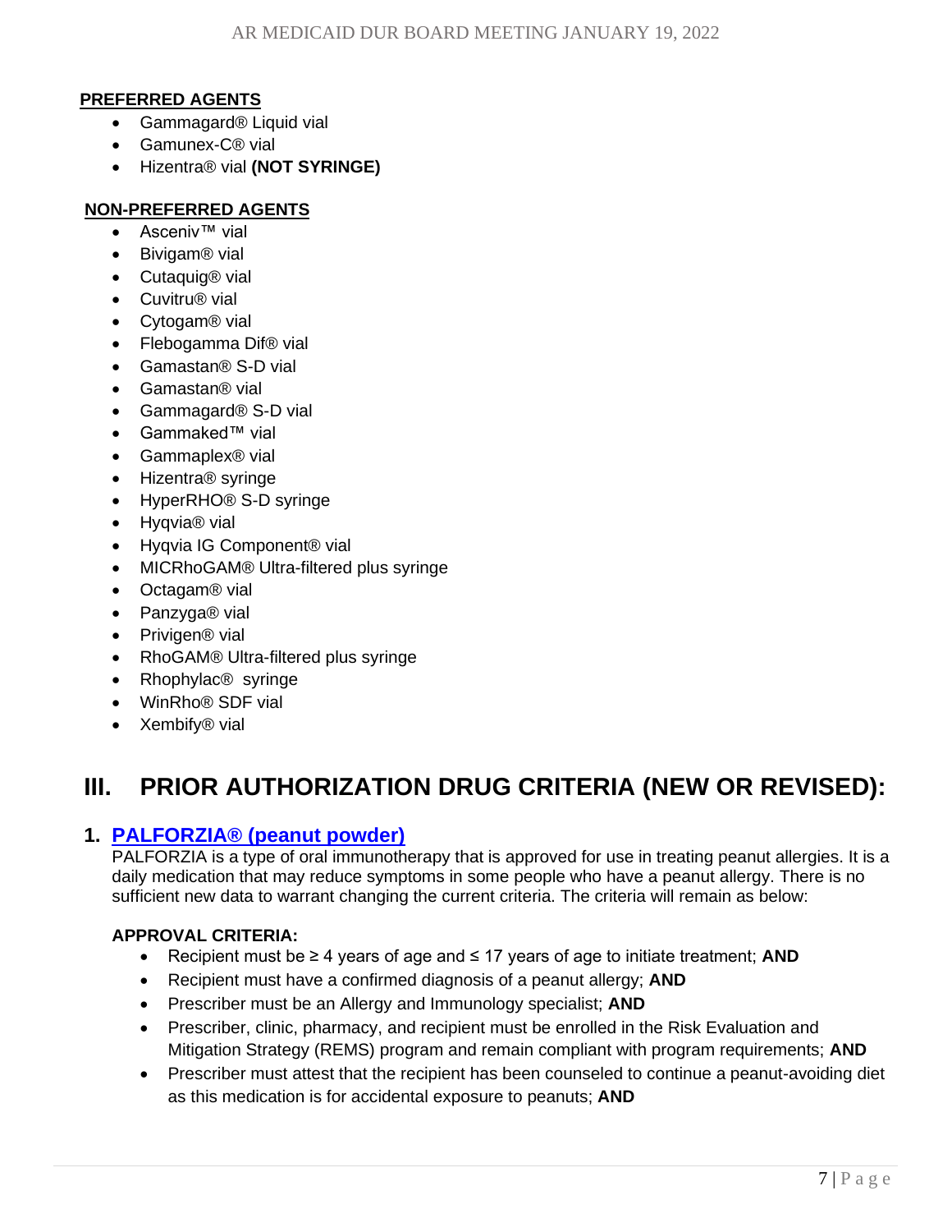**PREFERRED AGENTS**

- Gammagard® Liquid vial
- Gamunex-C® vial
- Hizentra® vial **(NOT SYRINGE)**

**NON-PREFERRED AGENTS**

- Asceniv™ vial
- Bivigam® vial
- Cutaquig® vial
- Cuvitru® vial
- Cytogam® vial
- Flebogamma Dif® vial
- Gamastan® S-D vial
- Gamastan® vial
- Gammagard® S-D vial
- Gammaked™ vial
- Gammaplex® vial
- Hizentra® syringe
- HyperRHO® S-D syringe
- Hyqvia® vial
- Hyqvia IG Component® vial
- MICRhoGAM® Ultra-filtered plus syringe
- Octagam® vial
- Panzyga® vial
- Privigen® vial
- RhoGAM® Ultra-filtered plus syringe
- Rhophylac® syringe
- WinRho® SDF vial
- Xembify® vial

# III. PRIOR AUTHORIZATION DRUG CRITERIA (NEW OR REVISED):

## 1. PALFORZIA® (peanut powder)

PALFORZIA is a type of oral immunotherapy that is approved for use in treating peanut allergies. It is a daily medication that may reduce symptoms in some people who have a peanut allergy. There is no sufficient new data to warrant changing the current criteria. The criteria will remain as below:

**APPROVAL CRITERIA:**

- Recipient must be ≥ 4 years of age and ≤ 17 years of age to initiate treatment; **AND**
- Recipient must have a confirmed diagnosis of a peanut allergy; **AND**
- Prescriber must be an Allergy and Immunology specialist; **AND**
- Prescriber, clinic, pharmacy, and recipient must be enrolled in the Risk Evaluation and Mitigation Strategy (REMS) program and remain compliant with program requirements; **AND**
- Prescriber must attest that the recipient has been counseled to continue a peanut-avoiding diet as this medication is for accidental exposure to peanuts; **AND**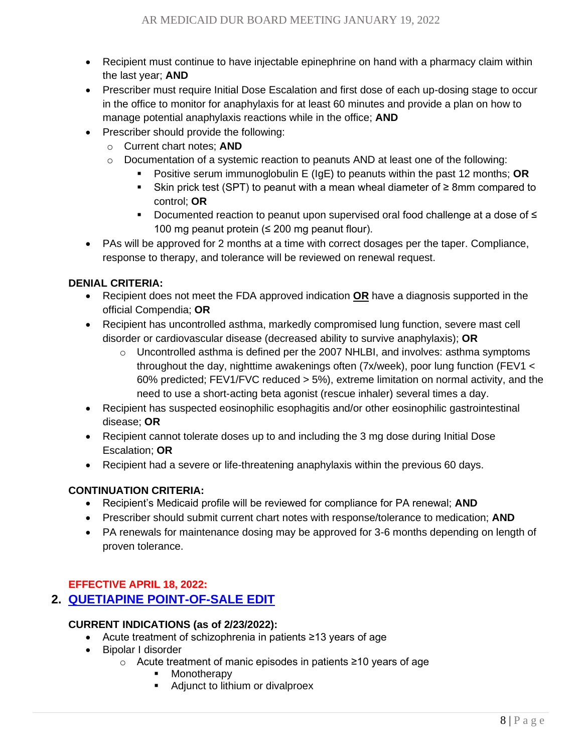- Recipient must continue to have injectable epinephrine on hand with a pharmacy claim within the last year; **AND**
- Prescriber must require Initial Dose Escalation and first dose of each up-dosing stage to occur in the office to monitor for anaphylaxis for at least 60 minutes and provide a plan on how to manage potential anaphylaxis reactions while in the office; **AND**
- Prescriber should provide the following:
  - Current chart notes; **AND**
  - Documentation of a systemic reaction to peanuts AND at least one of the following:
    - Positive serum immunoglobulin E (IgE) to peanuts within the past 12 months; **OR**
    - Skin prick test (SPT) to peanut with a mean wheal diameter of ≥ 8mm compared to control; **OR**
    - Documented reaction to peanut upon supervised oral food challenge at a dose of ≤ 100 mg peanut protein (≤ 200 mg peanut flour).
- PAs will be approved for 2 months at a time with correct dosages per the taper. Compliance, response to therapy, and tolerance will be reviewed on renewal request.

**DENIAL CRITERIA:**

- Recipient does not meet the FDA approved indication **<u>OR</u>** have a diagnosis supported in the official Compendia; **OR**
- Recipient has uncontrolled asthma, markedly compromised lung function, severe mast cell disorder or cardiovascular disease (decreased ability to survive anaphylaxis); **OR**
  - Uncontrolled asthma is defined per the 2007 NHLBI, and involves: asthma symptoms throughout the day, nighttime awakenings often (7x/week), poor lung function (FEV1 < 60% predicted; FEV1/FVC reduced > 5%), extreme limitation on normal activity, and the need to use a short-acting beta agonist (rescue inhaler) several times a day.
- Recipient has suspected eosinophilic esophagitis and/or other eosinophilic gastrointestinal disease; **OR**
- Recipient cannot tolerate doses up to and including the 3 mg dose during Initial Dose Escalation; **OR**
- Recipient had a severe or life-threatening anaphylaxis within the previous 60 days.

**CONTINUATION CRITERIA:**

- Recipient's Medicaid profile will be reviewed for compliance for PA renewal; **AND**
- Prescriber should submit current chart notes with response/tolerance to medication; **AND**
- PA renewals for maintenance dosing may be approved for 3-6 months depending on length of proven tolerance.

**EFFECTIVE APRIL 18, 2022:**

## 2. <u>QUETIAPINE POINT-OF-SALE EDIT</u>

**CURRENT INDICATIONS (as of 2/23/2022):**

- Acute treatment of schizophrenia in patients ≥13 years of age
- Bipolar I disorder
  - Acute treatment of manic episodes in patients ≥10 years of age
    - Monotherapy
    - Adjunct to lithium or divalproex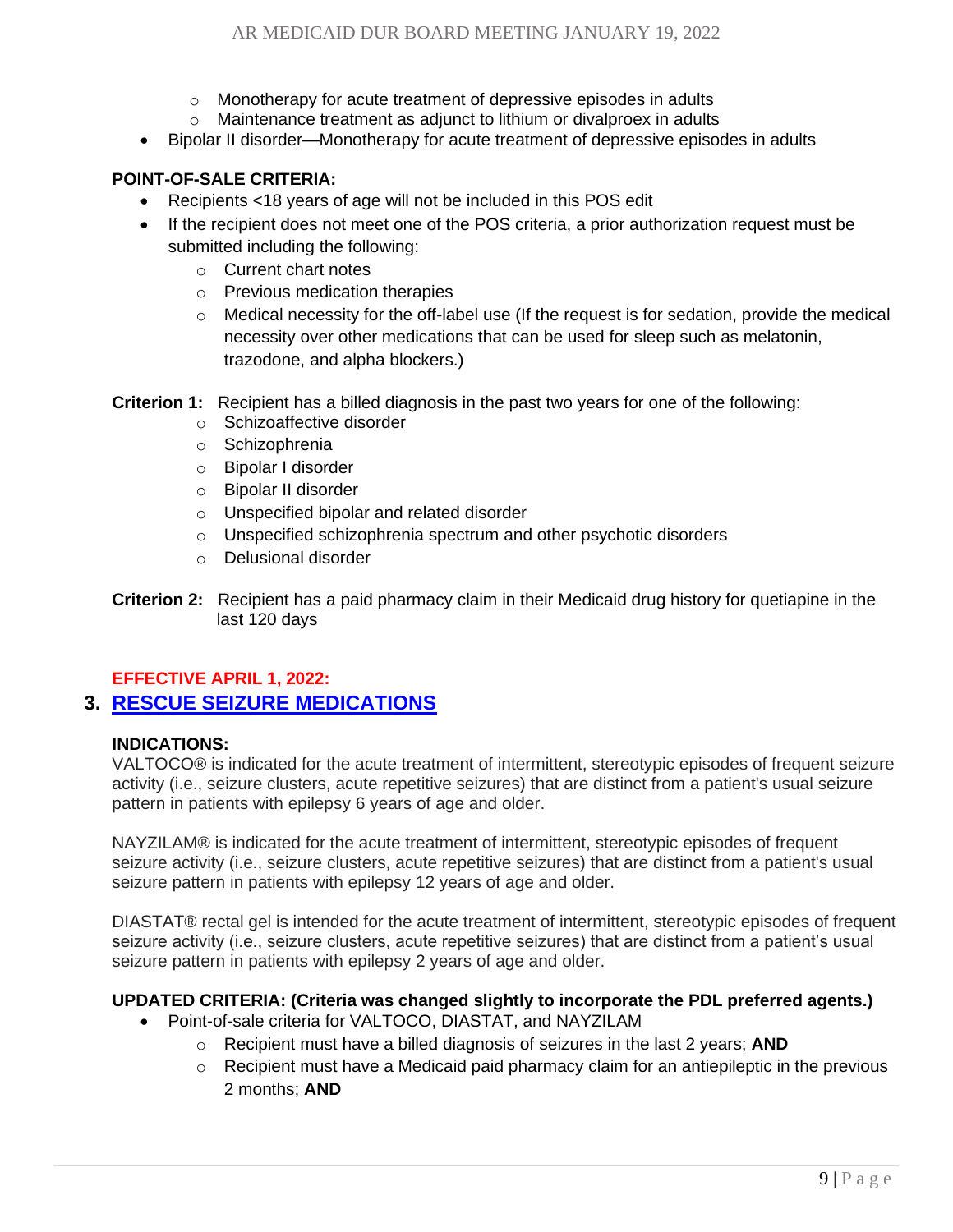- Monotherapy for acute treatment of depressive episodes in adults
  - Maintenance treatment as adjunct to lithium or divalproex in adults
- Bipolar II disorder—Monotherapy for acute treatment of depressive episodes in adults

**POINT-OF-SALE CRITERIA:**

- Recipients <18 years of age will not be included in this POS edit
- If the recipient does not meet one of the POS criteria, a prior authorization request must be submitted including the following:
  - Current chart notes
  - Previous medication therapies
  - Medical necessity for the off-label use (If the request is for sedation, provide the medical necessity over other medications that can be used for sleep such as melatonin, trazodone, and alpha blockers.)

**Criterion 1:** Recipient has a billed diagnosis in the past two years for one of the following:

- Schizoaffective disorder
- Schizophrenia
- Bipolar I disorder
- Bipolar II disorder
- Unspecified bipolar and related disorder
- Unspecified schizophrenia spectrum and other psychotic disorders
- Delusional disorder

**Criterion 2:** Recipient has a paid pharmacy claim in their Medicaid drug history for quetiapine in the last 120 days

**EFFECTIVE APRIL 1, 2022:**

## 3. RESCUE SEIZURE MEDICATIONS

**INDICATIONS:**

VALTOCO® is indicated for the acute treatment of intermittent, stereotypic episodes of frequent seizure activity (i.e., seizure clusters, acute repetitive seizures) that are distinct from a patient's usual seizure pattern in patients with epilepsy 6 years of age and older.

NAYZILAM® is indicated for the acute treatment of intermittent, stereotypic episodes of frequent seizure activity (i.e., seizure clusters, acute repetitive seizures) that are distinct from a patient's usual seizure pattern in patients with epilepsy 12 years of age and older.

DIASTAT® rectal gel is intended for the acute treatment of intermittent, stereotypic episodes of frequent seizure activity (i.e., seizure clusters, acute repetitive seizures) that are distinct from a patient's usual seizure pattern in patients with epilepsy 2 years of age and older.

**UPDATED CRITERIA: (Criteria was changed slightly to incorporate the PDL preferred agents.)**

- Point-of-sale criteria for VALTOCO, DIASTAT, and NAYZILAM
  - Recipient must have a billed diagnosis of seizures in the last 2 years; **AND**
  - Recipient must have a Medicaid paid pharmacy claim for an antiepileptic in the previous 2 months; **AND**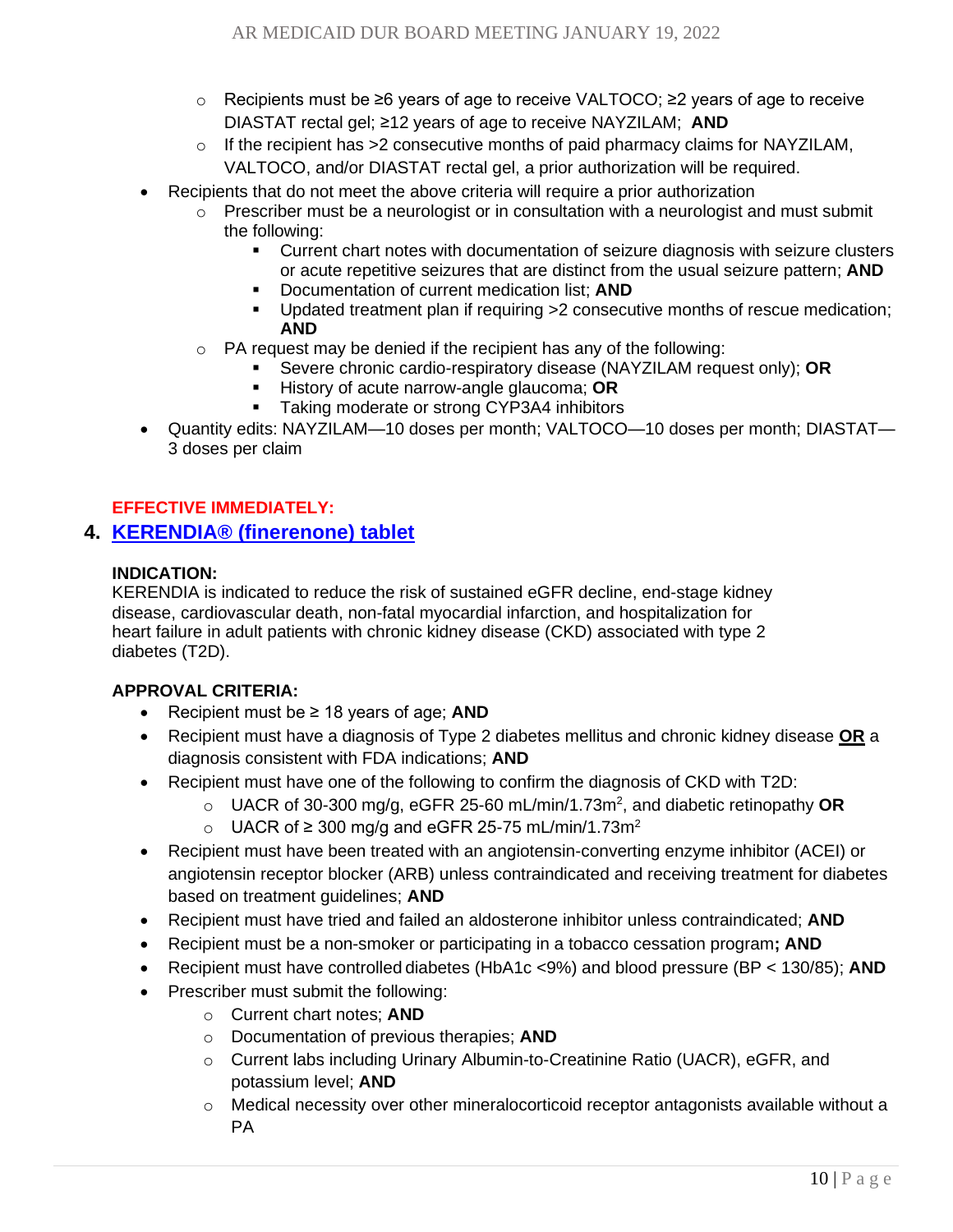- Recipients must be ≥6 years of age to receive VALTOCO; ≥2 years of age to receive DIASTAT rectal gel; ≥12 years of age to receive NAYZILAM; **AND**
   - If the recipient has >2 consecutive months of paid pharmacy claims for NAYZILAM, VALTOCO, and/or DIASTAT rectal gel, a prior authorization will be required.
- Recipients that do not meet the above criteria will require a prior authorization
   - Prescriber must be a neurologist or in consultation with a neurologist and must submit the following:
      - Current chart notes with documentation of seizure diagnosis with seizure clusters or acute repetitive seizures that are distinct from the usual seizure pattern; **AND**
      - Documentation of current medication list; **AND**
      - Updated treatment plan if requiring >2 consecutive months of rescue medication; **AND**
   - PA request may be denied if the recipient has any of the following:
      - Severe chronic cardio-respiratory disease (NAYZILAM request only); **OR**
      - History of acute narrow-angle glaucoma; **OR**
      - Taking moderate or strong CYP3A4 inhibitors
- Quantity edits: NAYZILAM—10 doses per month; VALTOCO—10 doses per month; DIASTAT—3 doses per claim

**EFFECTIVE IMMEDIATELY:**

## 4. KERENDIA® (finerenone) tablet

**INDICATION:**
KERENDIA is indicated to reduce the risk of sustained eGFR decline, end-stage kidney disease, cardiovascular death, non-fatal myocardial infarction, and hospitalization for heart failure in adult patients with chronic kidney disease (CKD) associated with type 2 diabetes (T2D).

**APPROVAL CRITERIA:**

- Recipient must be ≥ 18 years of age; **AND**
- Recipient must have a diagnosis of Type 2 diabetes mellitus and chronic kidney disease **OR** a diagnosis consistent with FDA indications; **AND**
- Recipient must have one of the following to confirm the diagnosis of CKD with T2D:
   - UACR of 30-300 mg/g, eGFR 25-60 mL/min/1.73m$^2$, and diabetic retinopathy **OR**
   - UACR of ≥ 300 mg/g and eGFR 25-75 mL/min/1.73m$^2$
- Recipient must have been treated with an angiotensin-converting enzyme inhibitor (ACEI) or angiotensin receptor blocker (ARB) unless contraindicated and receiving treatment for diabetes based on treatment guidelines; **AND**
- Recipient must have tried and failed an aldosterone inhibitor unless contraindicated; **AND**
- Recipient must be a non-smoker or participating in a tobacco cessation program**; AND**
- Recipient must have controlled diabetes (HbA1c <9%) and blood pressure (BP < 130/85); **AND**
- Prescriber must submit the following:
   - Current chart notes; **AND**
   - Documentation of previous therapies; **AND**
   - Current labs including Urinary Albumin-to-Creatinine Ratio (UACR), eGFR, and potassium level; **AND**
   - Medical necessity over other mineralocorticoid receptor antagonists available without a PA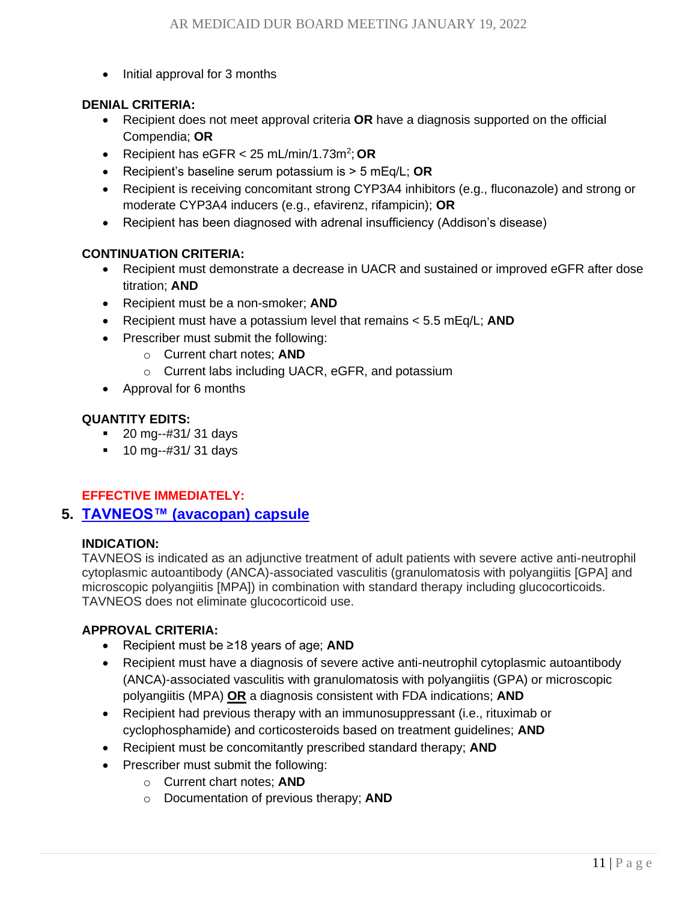- Initial approval for 3 months

**DENIAL CRITERIA:**

- Recipient does not meet approval criteria **OR** have a diagnosis supported on the official Compendia; **OR**
- Recipient has eGFR < 25 mL/min/1.73m$^2$; **OR**
- Recipient's baseline serum potassium is > 5 mEq/L; **OR**
- Recipient is receiving concomitant strong CYP3A4 inhibitors (e.g., fluconazole) and strong or moderate CYP3A4 inducers (e.g., efavirenz, rifampicin); **OR**
- Recipient has been diagnosed with adrenal insufficiency (Addison's disease)

**CONTINUATION CRITERIA:**

- Recipient must demonstrate a decrease in UACR and sustained or improved eGFR after dose titration; **AND**
- Recipient must be a non-smoker; **AND**
- Recipient must have a potassium level that remains < 5.5 mEq/L; **AND**
- Prescriber must submit the following:
  - Current chart notes; **AND**
  - Current labs including UACR, eGFR, and potassium
- Approval for 6 months

**QUANTITY EDITS:**

- 20 mg--#31/ 31 days
- 10 mg--#31/ 31 days

**EFFECTIVE IMMEDIATELY:**

## 5. TAVNEOS™ (avacopan) capsule

**INDICATION:**
TAVNEOS is indicated as an adjunctive treatment of adult patients with severe active anti-neutrophil cytoplasmic autoantibody (ANCA)-associated vasculitis (granulomatosis with polyangiitis [GPA] and microscopic polyangiitis [MPA]) in combination with standard therapy including glucocorticoids. TAVNEOS does not eliminate glucocorticoid use.

**APPROVAL CRITERIA:**

- Recipient must be ≥18 years of age; **AND**
- Recipient must have a diagnosis of severe active anti-neutrophil cytoplasmic autoantibody (ANCA)-associated vasculitis with granulomatosis with polyangiitis (GPA) or microscopic polyangiitis (MPA) **OR** a diagnosis consistent with FDA indications; **AND**
- Recipient had previous therapy with an immunosuppressant (i.e., rituximab or cyclophosphamide) and corticosteroids based on treatment guidelines; **AND**
- Recipient must be concomitantly prescribed standard therapy; **AND**
- Prescriber must submit the following:
  - Current chart notes; **AND**
  - Documentation of previous therapy; **AND**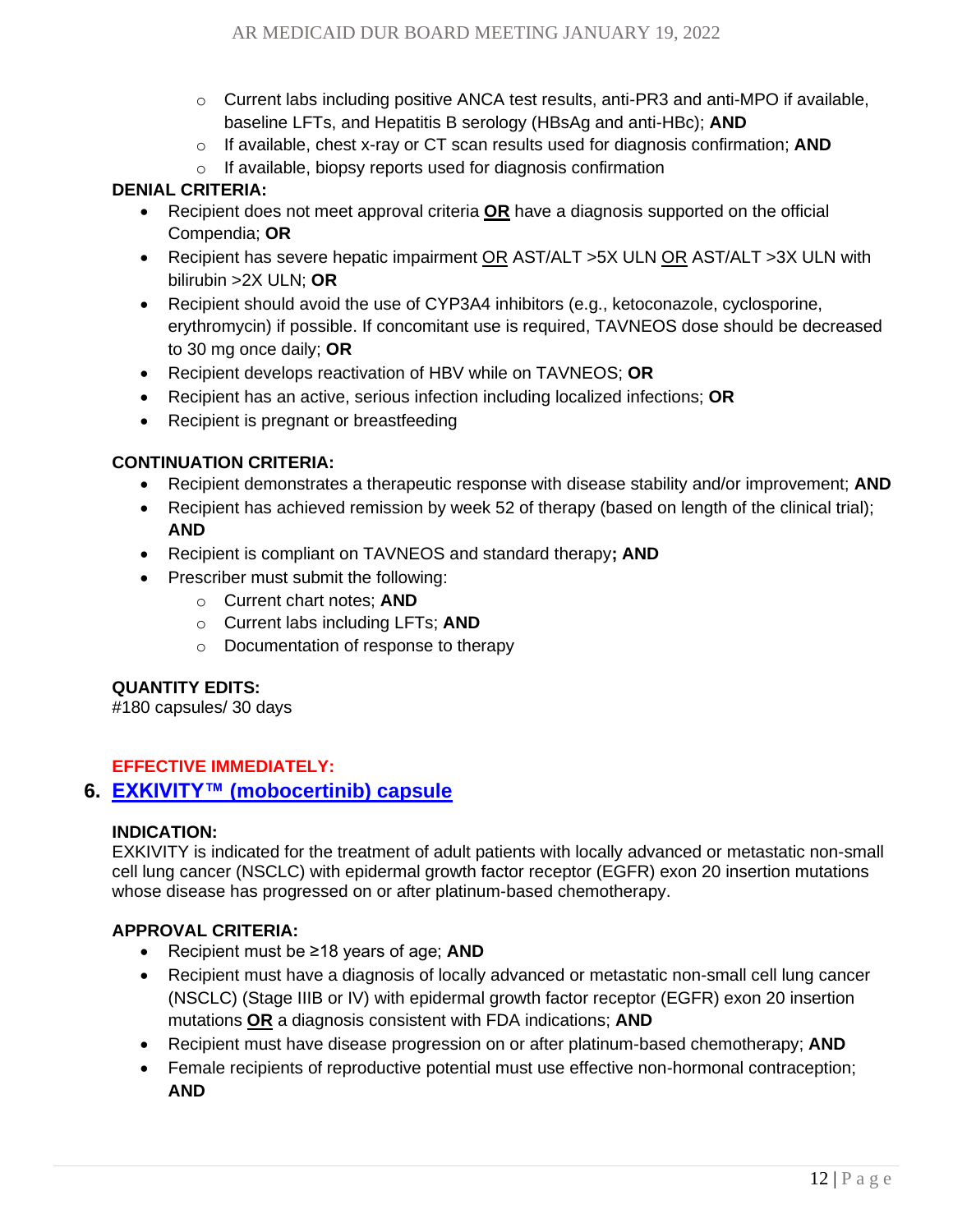- Current labs including positive ANCA test results, anti-PR3 and anti-MPO if available, baseline LFTs, and Hepatitis B serology (HBsAg and anti-HBc); **AND**
   - If available, chest x-ray or CT scan results used for diagnosis confirmation; **AND**
   - If available, biopsy reports used for diagnosis confirmation

**DENIAL CRITERIA:**

- Recipient does not meet approval criteria **OR** have a diagnosis supported on the official Compendia; **OR**
- Recipient has severe hepatic impairment OR AST/ALT >5X ULN OR AST/ALT >3X ULN with bilirubin >2X ULN; **OR**
- Recipient should avoid the use of CYP3A4 inhibitors (e.g., ketoconazole, cyclosporine, erythromycin) if possible. If concomitant use is required, TAVNEOS dose should be decreased to 30 mg once daily; **OR**
- Recipient develops reactivation of HBV while on TAVNEOS; **OR**
- Recipient has an active, serious infection including localized infections; **OR**
- Recipient is pregnant or breastfeeding

**CONTINUATION CRITERIA:**

- Recipient demonstrates a therapeutic response with disease stability and/or improvement; **AND**
- Recipient has achieved remission by week 52 of therapy (based on length of the clinical trial); **AND**
- Recipient is compliant on TAVNEOS and standard therapy**; AND**
- Prescriber must submit the following:
  - Current chart notes; **AND**
  - Current labs including LFTs; **AND**
  - Documentation of response to therapy

**QUANTITY EDITS:**
#180 capsules/ 30 days

**EFFECTIVE IMMEDIATELY:**

## 6. EXKIVITY™ (mobocertinib) capsule

**INDICATION:**
EXKIVITY is indicated for the treatment of adult patients with locally advanced or metastatic non-small cell lung cancer (NSCLC) with epidermal growth factor receptor (EGFR) exon 20 insertion mutations whose disease has progressed on or after platinum-based chemotherapy.

**APPROVAL CRITERIA:**

- Recipient must be ≥18 years of age; **AND**
- Recipient must have a diagnosis of locally advanced or metastatic non-small cell lung cancer (NSCLC) (Stage IIIB or IV) with epidermal growth factor receptor (EGFR) exon 20 insertion mutations **OR** a diagnosis consistent with FDA indications; **AND**
- Recipient must have disease progression on or after platinum-based chemotherapy; **AND**
- Female recipients of reproductive potential must use effective non-hormonal contraception; **AND**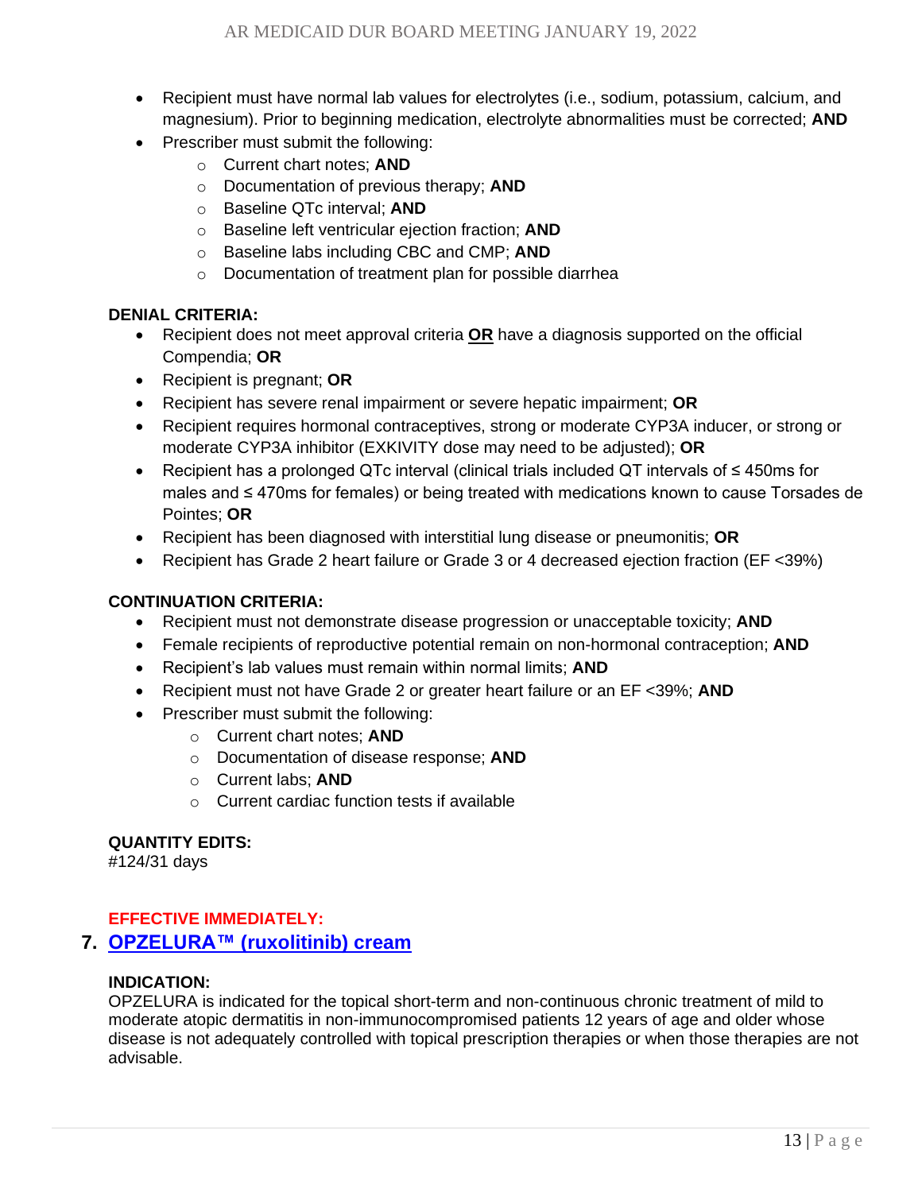- Recipient must have normal lab values for electrolytes (i.e., sodium, potassium, calcium, and magnesium). Prior to beginning medication, electrolyte abnormalities must be corrected; **AND**
- Prescriber must submit the following:
    - Current chart notes; **AND**
    - Documentation of previous therapy; **AND**
    - Baseline QTc interval; **AND**
    - Baseline left ventricular ejection fraction; **AND**
    - Baseline labs including CBC and CMP; **AND**
    - Documentation of treatment plan for possible diarrhea

**DENIAL CRITERIA:**

- Recipient does not meet approval criteria **OR** have a diagnosis supported on the official Compendia; **OR**
- Recipient is pregnant; **OR**
- Recipient has severe renal impairment or severe hepatic impairment; **OR**
- Recipient requires hormonal contraceptives, strong or moderate CYP3A inducer, or strong or moderate CYP3A inhibitor (EXKIVITY dose may need to be adjusted); **OR**
- Recipient has a prolonged QTc interval (clinical trials included QT intervals of ≤ 450ms for males and ≤ 470ms for females) or being treated with medications known to cause Torsades de Pointes; **OR**
- Recipient has been diagnosed with interstitial lung disease or pneumonitis; **OR**
- Recipient has Grade 2 heart failure or Grade 3 or 4 decreased ejection fraction (EF <39%)

**CONTINUATION CRITERIA:**

- Recipient must not demonstrate disease progression or unacceptable toxicity; **AND**
- Female recipients of reproductive potential remain on non-hormonal contraception; **AND**
- Recipient's lab values must remain within normal limits; **AND**
- Recipient must not have Grade 2 or greater heart failure or an EF <39%; **AND**
- Prescriber must submit the following:
    - Current chart notes; **AND**
    - Documentation of disease response; **AND**
    - Current labs; **AND**
    - Current cardiac function tests if available

**QUANTITY EDITS:**
#124/31 days

**EFFECTIVE IMMEDIATELY:**

## 7. OPZELURA™ (ruxolitinib) cream

**INDICATION:**
OPZELURA is indicated for the topical short-term and non-continuous chronic treatment of mild to moderate atopic dermatitis in non-immunocompromised patients 12 years of age and older whose disease is not adequately controlled with topical prescription therapies or when those therapies are not advisable.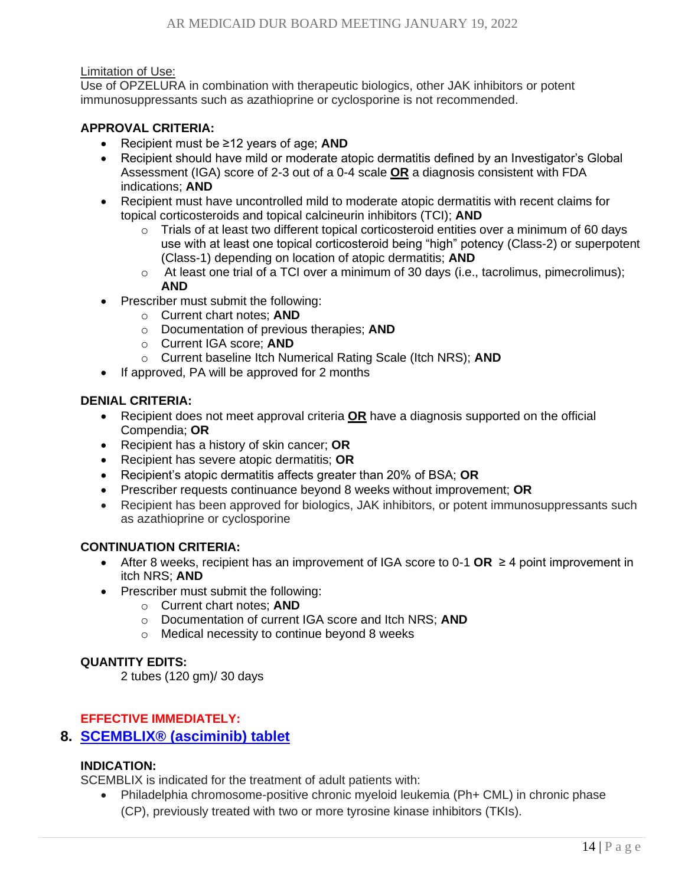Limitation of Use:
Use of OPZELURA in combination with therapeutic biologics, other JAK inhibitors or potent immunosuppressants such as azathioprine or cyclosporine is not recommended.

**APPROVAL CRITERIA:**

- Recipient must be ≥12 years of age; **AND**
- Recipient should have mild or moderate atopic dermatitis defined by an Investigator's Global Assessment (IGA) score of 2-3 out of a 0-4 scale **OR** a diagnosis consistent with FDA indications; **AND**
- Recipient must have uncontrolled mild to moderate atopic dermatitis with recent claims for topical corticosteroids and topical calcineurin inhibitors (TCI); **AND**
  - Trials of at least two different topical corticosteroid entities over a minimum of 60 days use with at least one topical corticosteroid being "high" potency (Class-2) or superpotent (Class-1) depending on location of atopic dermatitis; **AND**
  - At least one trial of a TCI over a minimum of 30 days (i.e., tacrolimus, pimecrolimus); **AND**
- Prescriber must submit the following:
  - Current chart notes; **AND**
  - Documentation of previous therapies; **AND**
  - Current IGA score; **AND**
  - Current baseline Itch Numerical Rating Scale (Itch NRS); **AND**
- If approved, PA will be approved for 2 months

**DENIAL CRITERIA:**

- Recipient does not meet approval criteria **OR** have a diagnosis supported on the official Compendia; **OR**
- Recipient has a history of skin cancer; **OR**
- Recipient has severe atopic dermatitis; **OR**
- Recipient's atopic dermatitis affects greater than 20% of BSA; **OR**
- Prescriber requests continuance beyond 8 weeks without improvement; **OR**
- Recipient has been approved for biologics, JAK inhibitors, or potent immunosuppressants such as azathioprine or cyclosporine

**CONTINUATION CRITERIA:**

- After 8 weeks, recipient has an improvement of IGA score to 0-1 **OR** ≥ 4 point improvement in itch NRS; **AND**
- Prescriber must submit the following:
  - Current chart notes; **AND**
  - Documentation of current IGA score and Itch NRS; **AND**
  - Medical necessity to continue beyond 8 weeks

**QUANTITY EDITS:**

2 tubes (120 gm)/ 30 days

**EFFECTIVE IMMEDIATELY:**

## 8. SCEMBLIX® (asciminib) tablet

**INDICATION:**

SCEMBLIX is indicated for the treatment of adult patients with:

- Philadelphia chromosome-positive chronic myeloid leukemia (Ph+ CML) in chronic phase (CP), previously treated with two or more tyrosine kinase inhibitors (TKIs).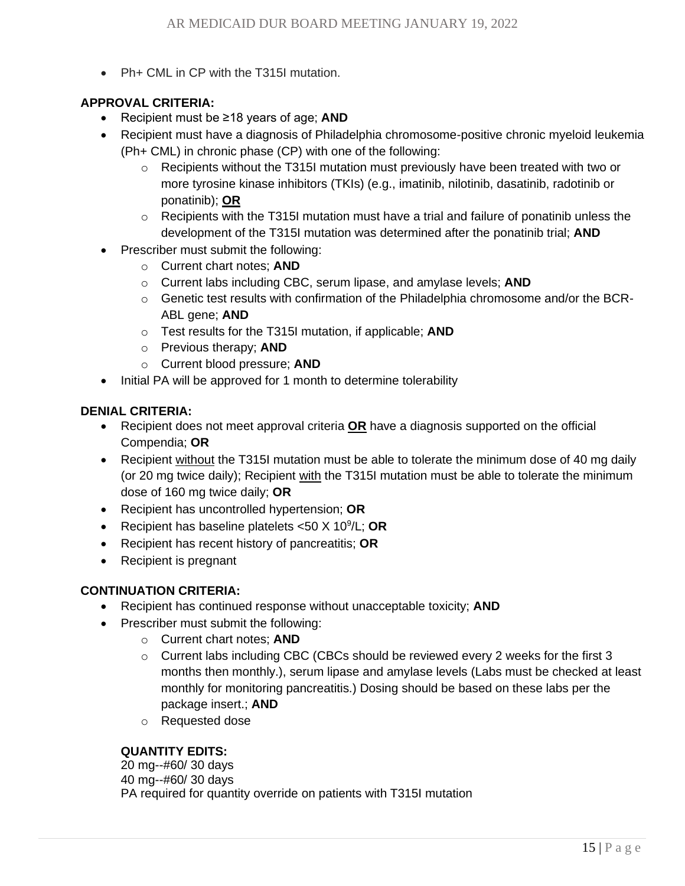- Ph+ CML in CP with the T315I mutation.

**APPROVAL CRITERIA:**

- Recipient must be ≥18 years of age; **AND**
- Recipient must have a diagnosis of Philadelphia chromosome-positive chronic myeloid leukemia (Ph+ CML) in chronic phase (CP) with one of the following:
  - Recipients without the T315I mutation must previously have been treated with two or more tyrosine kinase inhibitors (TKIs) (e.g., imatinib, nilotinib, dasatinib, radotinib or ponatinib); <u>**OR**</u>
  - Recipients with the T315I mutation must have a trial and failure of ponatinib unless the development of the T315I mutation was determined after the ponatinib trial; **AND**
- Prescriber must submit the following:
  - Current chart notes; **AND**
  - Current labs including CBC, serum lipase, and amylase levels; **AND**
  - Genetic test results with confirmation of the Philadelphia chromosome and/or the BCR-ABL gene; **AND**
  - Test results for the T315I mutation, if applicable; **AND**
  - Previous therapy; **AND**
  - Current blood pressure; **AND**
- Initial PA will be approved for 1 month to determine tolerability

**DENIAL CRITERIA:**

- Recipient does not meet approval criteria <u>**OR**</u> have a diagnosis supported on the official Compendia; **OR**
- Recipient <u>without</u> the T315I mutation must be able to tolerate the minimum dose of 40 mg daily (or 20 mg twice daily); Recipient <u>with</u> the T315I mutation must be able to tolerate the minimum dose of 160 mg twice daily; **OR**
- Recipient has uncontrolled hypertension; **OR**
- Recipient has baseline platelets <50 X $10^9$/L; **OR**
- Recipient has recent history of pancreatitis; **OR**
- Recipient is pregnant

**CONTINUATION CRITERIA:**

- Recipient has continued response without unacceptable toxicity; **AND**
- Prescriber must submit the following:
  - Current chart notes; **AND**
  - Current labs including CBC (CBCs should be reviewed every 2 weeks for the first 3 months then monthly.), serum lipase and amylase levels (Labs must be checked at least monthly for monitoring pancreatitis.) Dosing should be based on these labs per the package insert.; **AND**
  - Requested dose

**QUANTITY EDITS:**

20 mg--#60/ 30 days
40 mg--#60/ 30 days
PA required for quantity override on patients with T315I mutation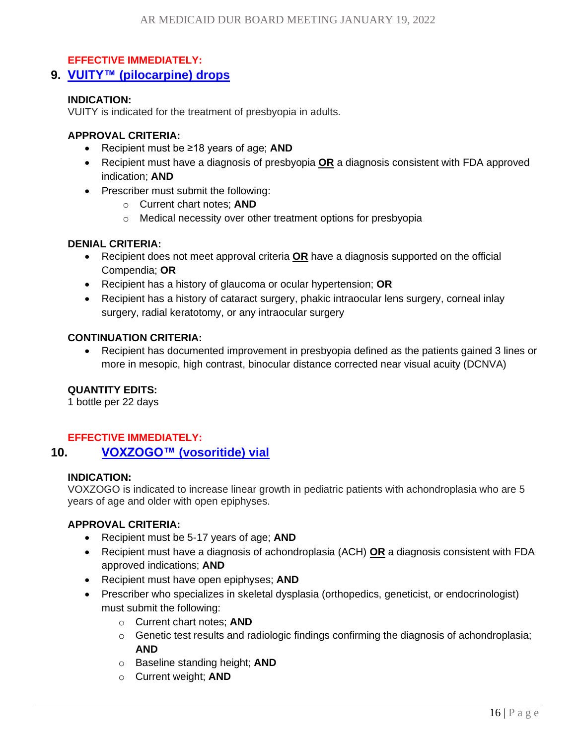**EFFECTIVE IMMEDIATELY:**

## 9. VUITY™ (pilocarpine) drops

**INDICATION:**
VUITY is indicated for the treatment of presbyopia in adults.

**APPROVAL CRITERIA:**

- Recipient must be ≥18 years of age; **AND**
- Recipient must have a diagnosis of presbyopia **OR** a diagnosis consistent with FDA approved indication; **AND**
- Prescriber must submit the following:
  - Current chart notes; **AND**
  - Medical necessity over other treatment options for presbyopia

**DENIAL CRITERIA:**

- Recipient does not meet approval criteria **OR** have a diagnosis supported on the official Compendia; **OR**
- Recipient has a history of glaucoma or ocular hypertension; **OR**
- Recipient has a history of cataract surgery, phakic intraocular lens surgery, corneal inlay surgery, radial keratotomy, or any intraocular surgery

**CONTINUATION CRITERIA:**

- Recipient has documented improvement in presbyopia defined as the patients gained 3 lines or more in mesopic, high contrast, binocular distance corrected near visual acuity (DCNVA)

**QUANTITY EDITS:**
1 bottle per 22 days

**EFFECTIVE IMMEDIATELY:**

## 10. VOXZOGO™ (vosoritide) vial

**INDICATION:**
VOXZOGO is indicated to increase linear growth in pediatric patients with achondroplasia who are 5 years of age and older with open epiphyses.

**APPROVAL CRITERIA:**

- Recipient must be 5-17 years of age; **AND**
- Recipient must have a diagnosis of achondroplasia (ACH) **OR** a diagnosis consistent with FDA approved indications; **AND**
- Recipient must have open epiphyses; **AND**
- Prescriber who specializes in skeletal dysplasia (orthopedics, geneticist, or endocrinologist) must submit the following:
  - Current chart notes; **AND**
  - Genetic test results and radiologic findings confirming the diagnosis of achondroplasia; **AND**
  - Baseline standing height; **AND**
  - Current weight; **AND**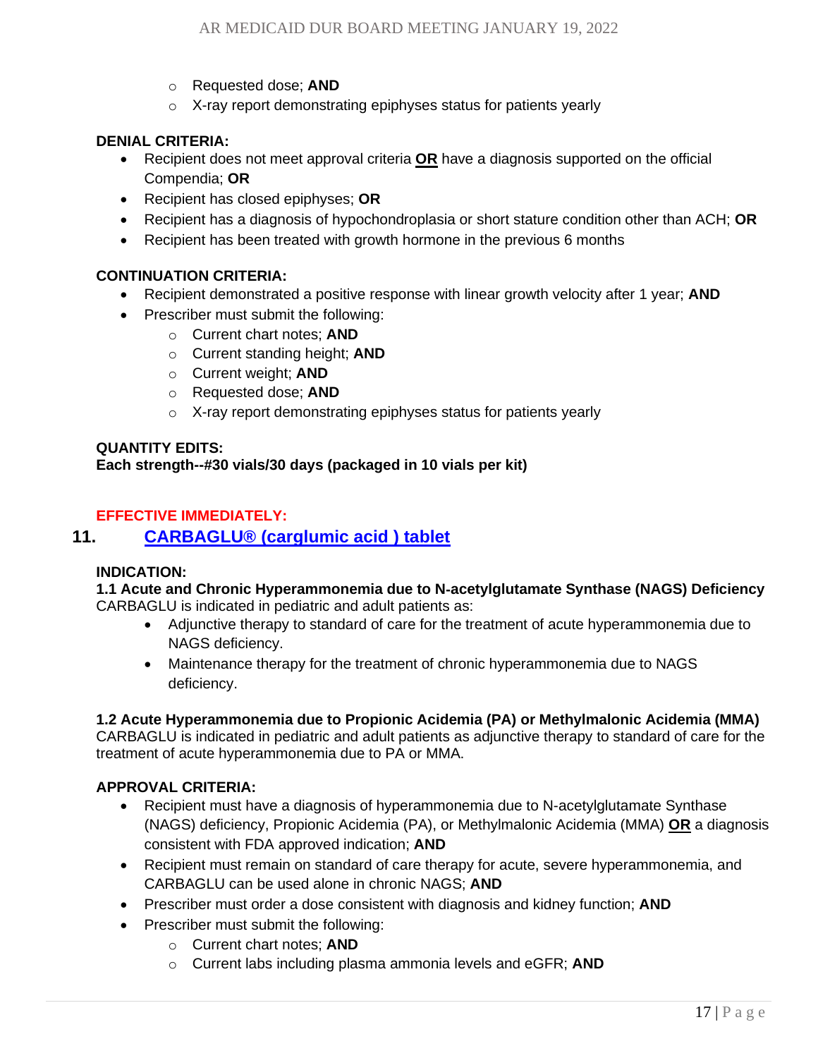- Requested dose; **AND**
- X-ray report demonstrating epiphyses status for patients yearly

**DENIAL CRITERIA:**

- Recipient does not meet approval criteria **OR** have a diagnosis supported on the official Compendia; **OR**
- Recipient has closed epiphyses; **OR**
- Recipient has a diagnosis of hypochondroplasia or short stature condition other than ACH; **OR**
- Recipient has been treated with growth hormone in the previous 6 months

**CONTINUATION CRITERIA:**

- Recipient demonstrated a positive response with linear growth velocity after 1 year; **AND**
- Prescriber must submit the following:
  - Current chart notes; **AND**
  - Current standing height; **AND**
  - Current weight; **AND**
  - Requested dose; **AND**
  - X-ray report demonstrating epiphyses status for patients yearly

**QUANTITY EDITS:**
**Each strength--#30 vials/30 days (packaged in 10 vials per kit)**

**EFFECTIVE IMMEDIATELY:**

## 11. CARBAGLU® (carglumic acid ) tablet

**INDICATION:**

**1.1 Acute and Chronic Hyperammonemia due to N-acetylglutamate Synthase (NAGS) Deficiency**
CARBAGLU is indicated in pediatric and adult patients as:

- Adjunctive therapy to standard of care for the treatment of acute hyperammonemia due to NAGS deficiency.
- Maintenance therapy for the treatment of chronic hyperammonemia due to NAGS deficiency.

**1.2 Acute Hyperammonemia due to Propionic Acidemia (PA) or Methylmalonic Acidemia (MMA)**
CARBAGLU is indicated in pediatric and adult patients as adjunctive therapy to standard of care for the treatment of acute hyperammonemia due to PA or MMA.

**APPROVAL CRITERIA:**

- Recipient must have a diagnosis of hyperammonemia due to N-acetylglutamate Synthase (NAGS) deficiency, Propionic Acidemia (PA), or Methylmalonic Acidemia (MMA) **OR** a diagnosis consistent with FDA approved indication; **AND**
- Recipient must remain on standard of care therapy for acute, severe hyperammonemia, and CARBAGLU can be used alone in chronic NAGS; **AND**
- Prescriber must order a dose consistent with diagnosis and kidney function; **AND**
- Prescriber must submit the following:
  - Current chart notes; **AND**
  - Current labs including plasma ammonia levels and eGFR; **AND**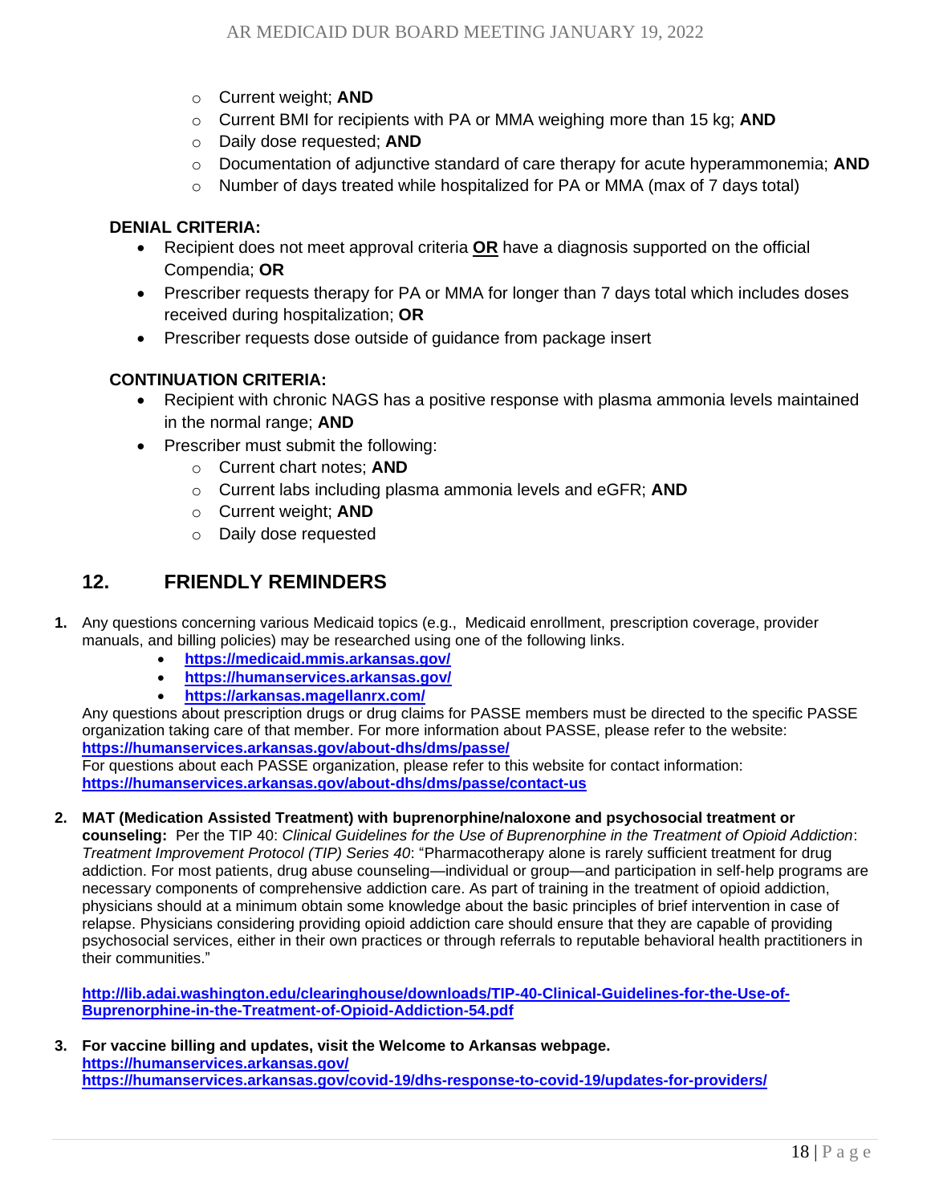- Current weight; **AND**
- Current BMI for recipients with PA or MMA weighing more than 15 kg; **AND**
- Daily dose requested; **AND**
- Documentation of adjunctive standard of care therapy for acute hyperammonemia; **AND**
- Number of days treated while hospitalized for PA or MMA (max of 7 days total)

**DENIAL CRITERIA:**

- Recipient does not meet approval criteria **OR** have a diagnosis supported on the official Compendia; **OR**
- Prescriber requests therapy for PA or MMA for longer than 7 days total which includes doses received during hospitalization; **OR**
- Prescriber requests dose outside of guidance from package insert

**CONTINUATION CRITERIA:**

- Recipient with chronic NAGS has a positive response with plasma ammonia levels maintained in the normal range; **AND**
- Prescriber must submit the following:
  - Current chart notes; **AND**
  - Current labs including plasma ammonia levels and eGFR; **AND**
  - Current weight; **AND**
  - Daily dose requested

## 12. FRIENDLY REMINDERS

1. Any questions concerning various Medicaid topics (e.g., Medicaid enrollment, prescription coverage, provider manuals, and billing policies) may be researched using one of the following links.
   - **https://medicaid.mmis.arkansas.gov/**
   - **https://humanservices.arkansas.gov/**
   - **https://arkansas.magellanrx.com/**

   Any questions about prescription drugs or drug claims for PASSE members must be directed to the specific PASSE organization taking care of that member. For more information about PASSE, please refer to the website: **https://humanservices.arkansas.gov/about-dhs/dms/passe/**
   For questions about each PASSE organization, please refer to this website for contact information: **https://humanservices.arkansas.gov/about-dhs/dms/passe/contact-us**

2. **MAT (Medication Assisted Treatment) with buprenorphine/naloxone and psychosocial treatment or counseling:** Per the TIP 40: *Clinical Guidelines for the Use of Buprenorphine in the Treatment of Opioid Addiction*: *Treatment Improvement Protocol (TIP) Series 40*: "Pharmacotherapy alone is rarely sufficient treatment for drug addiction. For most patients, drug abuse counseling—individual or group—and participation in self-help programs are necessary components of comprehensive addiction care. As part of training in the treatment of opioid addiction, physicians should at a minimum obtain some knowledge about the basic principles of brief intervention in case of relapse. Physicians considering providing opioid addiction care should ensure that they are capable of providing psychosocial services, either in their own practices or through referrals to reputable behavioral health practitioners in their communities."

   **http://lib.adai.washington.edu/clearinghouse/downloads/TIP-40-Clinical-Guidelines-for-the-Use-of-Buprenorphine-in-the-Treatment-of-Opioid-Addiction-54.pdf**

3. **For vaccine billing and updates, visit the Welcome to Arkansas webpage.**
   **https://humanservices.arkansas.gov/**
   **https://humanservices.arkansas.gov/covid-19/dhs-response-to-covid-19/updates-for-providers/**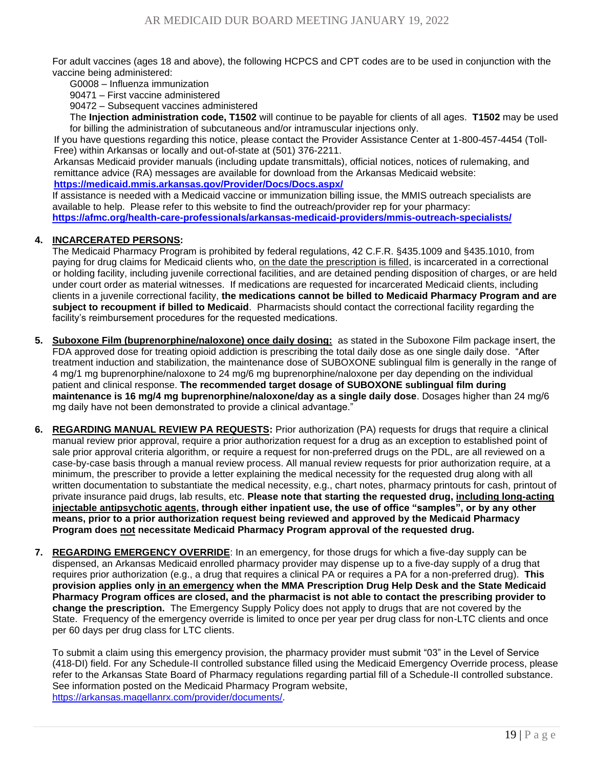For adult vaccines (ages 18 and above), the following HCPCS and CPT codes are to be used in conjunction with the vaccine being administered:

G0008 – Influenza immunization
90471 – First vaccine administered
90472 – Subsequent vaccines administered

The **Injection administration code, T1502** will continue to be payable for clients of all ages. **T1502** may be used for billing the administration of subcutaneous and/or intramuscular injections only.

If you have questions regarding this notice, please contact the Provider Assistance Center at 1-800-457-4454 (Toll-Free) within Arkansas or locally and out-of-state at (501) 376-2211.

Arkansas Medicaid provider manuals (including update transmittals), official notices, notices of rulemaking, and remittance advice (RA) messages are available for download from the Arkansas Medicaid website: **https://medicaid.mmis.arkansas.gov/Provider/Docs/Docs.aspx/**

If assistance is needed with a Medicaid vaccine or immunization billing issue, the MMIS outreach specialists are available to help. Please refer to this website to find the outreach/provider rep for your pharmacy: **https://afmc.org/health-care-professionals/arkansas-medicaid-providers/mmis-outreach-specialists/**

4. **INCARCERATED PERSONS:**
The Medicaid Pharmacy Program is prohibited by federal regulations, 42 C.F.R. §435.1009 and §435.1010, from paying for drug claims for Medicaid clients who, on the date the prescription is filled, is incarcerated in a correctional or holding facility, including juvenile correctional facilities, and are detained pending disposition of charges, or are held under court order as material witnesses. If medications are requested for incarcerated Medicaid clients, including clients in a juvenile correctional facility, **the medications cannot be billed to Medicaid Pharmacy Program and are subject to recoupment if billed to Medicaid**. Pharmacists should contact the correctional facility regarding the facility's reimbursement procedures for the requested medications.

5. **Suboxone Film (buprenorphine/naloxone) once daily dosing:** as stated in the Suboxone Film package insert, the FDA approved dose for treating opioid addiction is prescribing the total daily dose as one single daily dose. "After treatment induction and stabilization, the maintenance dose of SUBOXONE sublingual film is generally in the range of 4 mg/1 mg buprenorphine/naloxone to 24 mg/6 mg buprenorphine/naloxone per day depending on the individual patient and clinical response. **The recommended target dosage of SUBOXONE sublingual film during maintenance is 16 mg/4 mg buprenorphine/naloxone/day as a single daily dose**. Dosages higher than 24 mg/6 mg daily have not been demonstrated to provide a clinical advantage."

6. **REGARDING MANUAL REVIEW PA REQUESTS:** Prior authorization (PA) requests for drugs that require a clinical manual review prior approval, require a prior authorization request for a drug as an exception to established point of sale prior approval criteria algorithm, or require a request for non-preferred drugs on the PDL, are all reviewed on a case-by-case basis through a manual review process. All manual review requests for prior authorization require, at a minimum, the prescriber to provide a letter explaining the medical necessity for the requested drug along with all written documentation to substantiate the medical necessity, e.g., chart notes, pharmacy printouts for cash, printout of private insurance paid drugs, lab results, etc. **Please note that starting the requested drug, including long-acting injectable antipsychotic agents, through either inpatient use, the use of office "samples", or by any other means, prior to a prior authorization request being reviewed and approved by the Medicaid Pharmacy Program does not necessitate Medicaid Pharmacy Program approval of the requested drug.**

7. **REGARDING EMERGENCY OVERRIDE**: In an emergency, for those drugs for which a five-day supply can be dispensed, an Arkansas Medicaid enrolled pharmacy provider may dispense up to a five-day supply of a drug that requires prior authorization (e.g., a drug that requires a clinical PA or requires a PA for a non-preferred drug). **This provision applies only in an emergency when the MMA Prescription Drug Help Desk and the State Medicaid Pharmacy Program offices are closed, and the pharmacist is not able to contact the prescribing provider to change the prescription.** The Emergency Supply Policy does not apply to drugs that are not covered by the State. Frequency of the emergency override is limited to once per year per drug class for non-LTC clients and once per 60 days per drug class for LTC clients.

   To submit a claim using this emergency provision, the pharmacy provider must submit "03" in the Level of Service (418-DI) field. For any Schedule-II controlled substance filled using the Medicaid Emergency Override process, please refer to the Arkansas State Board of Pharmacy regulations regarding partial fill of a Schedule-II controlled substance. See information posted on the Medicaid Pharmacy Program website, https://arkansas.magellanrx.com/provider/documents/.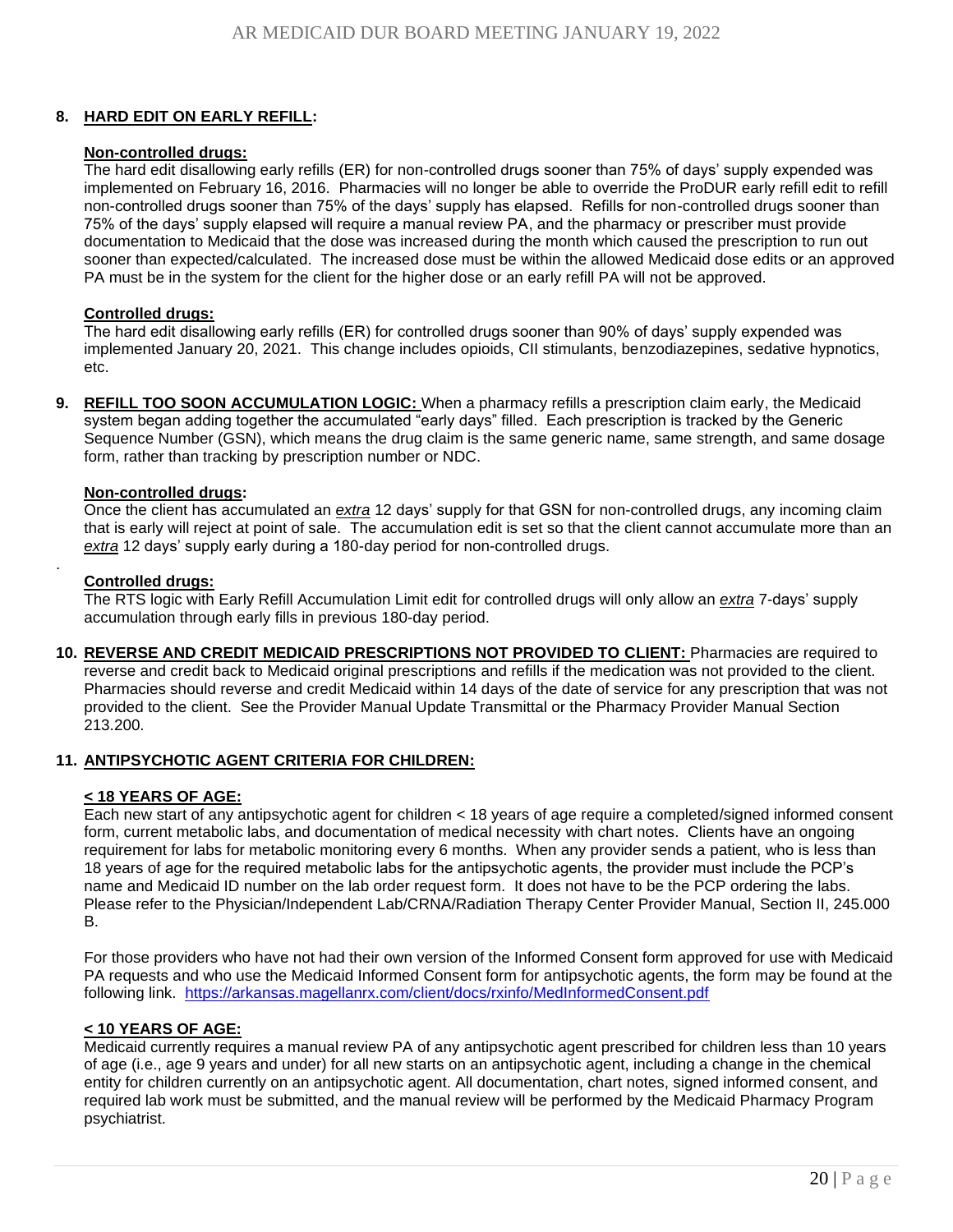8. **HARD EDIT ON EARLY REFILL:**

**Non-controlled drugs:**

The hard edit disallowing early refills (ER) for non-controlled drugs sooner than 75% of days' supply expended was implemented on February 16, 2016. Pharmacies will no longer be able to override the ProDUR early refill edit to refill non-controlled drugs sooner than 75% of the days' supply has elapsed. Refills for non-controlled drugs sooner than 75% of the days' supply elapsed will require a manual review PA, and the pharmacy or prescriber must provide documentation to Medicaid that the dose was increased during the month which caused the prescription to run out sooner than expected/calculated. The increased dose must be within the allowed Medicaid dose edits or an approved PA must be in the system for the client for the higher dose or an early refill PA will not be approved.

**Controlled drugs:**

The hard edit disallowing early refills (ER) for controlled drugs sooner than 90% of days' supply expended was implemented January 20, 2021. This change includes opioids, CII stimulants, benzodiazepines, sedative hypnotics, etc.

9. **REFILL TOO SOON ACCUMULATION LOGIC:** When a pharmacy refills a prescription claim early, the Medicaid system began adding together the accumulated "early days" filled. Each prescription is tracked by the Generic Sequence Number (GSN), which means the drug claim is the same generic name, same strength, and same dosage form, rather than tracking by prescription number or NDC.

**Non-controlled drugs:**

Once the client has accumulated an *extra* 12 days' supply for that GSN for non-controlled drugs, any incoming claim that is early will reject at point of sale. The accumulation edit is set so that the client cannot accumulate more than an *extra* 12 days' supply early during a 180-day period for non-controlled drugs.

**Controlled drugs:**

The RTS logic with Early Refill Accumulation Limit edit for controlled drugs will only allow an *extra* 7-days' supply accumulation through early fills in previous 180-day period.

10. **REVERSE AND CREDIT MEDICAID PRESCRIPTIONS NOT PROVIDED TO CLIENT:** Pharmacies are required to reverse and credit back to Medicaid original prescriptions and refills if the medication was not provided to the client. Pharmacies should reverse and credit Medicaid within 14 days of the date of service for any prescription that was not provided to the client. See the Provider Manual Update Transmittal or the Pharmacy Provider Manual Section 213.200.

11. **ANTIPSYCHOTIC AGENT CRITERIA FOR CHILDREN:**

**< 18 YEARS OF AGE:**

Each new start of any antipsychotic agent for children < 18 years of age require a completed/signed informed consent form, current metabolic labs, and documentation of medical necessity with chart notes. Clients have an ongoing requirement for labs for metabolic monitoring every 6 months. When any provider sends a patient, who is less than 18 years of age for the required metabolic labs for the antipsychotic agents, the provider must include the PCP's name and Medicaid ID number on the lab order request form. It does not have to be the PCP ordering the labs. Please refer to the Physician/Independent Lab/CRNA/Radiation Therapy Center Provider Manual, Section II, 245.000 B.

For those providers who have not had their own version of the Informed Consent form approved for use with Medicaid PA requests and who use the Medicaid Informed Consent form for antipsychotic agents, the form may be found at the following link. https://arkansas.magellanrx.com/client/docs/rxinfo/MedInformedConsent.pdf

**< 10 YEARS OF AGE:**

Medicaid currently requires a manual review PA of any antipsychotic agent prescribed for children less than 10 years of age (i.e., age 9 years and under) for all new starts on an antipsychotic agent, including a change in the chemical entity for children currently on an antipsychotic agent. All documentation, chart notes, signed informed consent, and required lab work must be submitted, and the manual review will be performed by the Medicaid Pharmacy Program psychiatrist.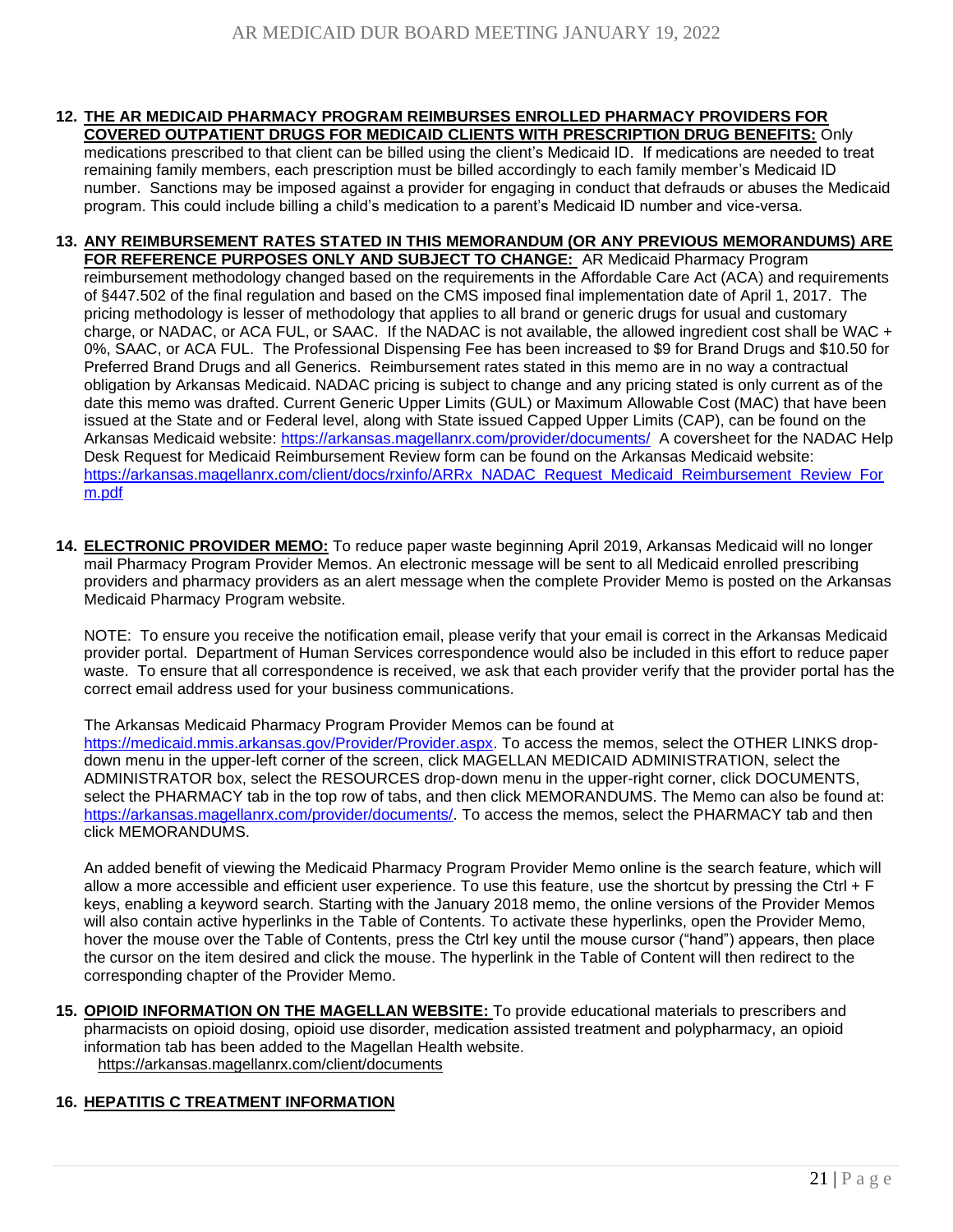12. **THE AR MEDICAID PHARMACY PROGRAM REIMBURSES ENROLLED PHARMACY PROVIDERS FOR COVERED OUTPATIENT DRUGS FOR MEDICAID CLIENTS WITH PRESCRIPTION DRUG BENEFITS:** Only medications prescribed to that client can be billed using the client's Medicaid ID. If medications are needed to treat remaining family members, each prescription must be billed accordingly to each family member's Medicaid ID number. Sanctions may be imposed against a provider for engaging in conduct that defrauds or abuses the Medicaid program. This could include billing a child's medication to a parent's Medicaid ID number and vice-versa.

13. **ANY REIMBURSEMENT RATES STATED IN THIS MEMORANDUM (OR ANY PREVIOUS MEMORANDUMS) ARE FOR REFERENCE PURPOSES ONLY AND SUBJECT TO CHANGE:** AR Medicaid Pharmacy Program reimbursement methodology changed based on the requirements in the Affordable Care Act (ACA) and requirements of §447.502 of the final regulation and based on the CMS imposed final implementation date of April 1, 2017. The pricing methodology is lesser of methodology that applies to all brand or generic drugs for usual and customary charge, or NADAC, or ACA FUL, or SAAC. If the NADAC is not available, the allowed ingredient cost shall be WAC + 0%, SAAC, or ACA FUL. The Professional Dispensing Fee has been increased to $9 for Brand Drugs and $10.50 for Preferred Brand Drugs and all Generics. Reimbursement rates stated in this memo are in no way a contractual obligation by Arkansas Medicaid. NADAC pricing is subject to change and any pricing stated is only current as of the date this memo was drafted. Current Generic Upper Limits (GUL) or Maximum Allowable Cost (MAC) that have been issued at the State and or Federal level, along with State issued Capped Upper Limits (CAP), can be found on the Arkansas Medicaid website: https://arkansas.magellanrx.com/provider/documents/ A coversheet for the NADAC Help Desk Request for Medicaid Reimbursement Review form can be found on the Arkansas Medicaid website: https://arkansas.magellanrx.com/client/docs/rxinfo/ARRx_NADAC_Request_Medicaid_Reimbursement_Review_Form.pdf

14. **ELECTRONIC PROVIDER MEMO:** To reduce paper waste beginning April 2019, Arkansas Medicaid will no longer mail Pharmacy Program Provider Memos. An electronic message will be sent to all Medicaid enrolled prescribing providers and pharmacy providers as an alert message when the complete Provider Memo is posted on the Arkansas Medicaid Pharmacy Program website.

    NOTE: To ensure you receive the notification email, please verify that your email is correct in the Arkansas Medicaid provider portal. Department of Human Services correspondence would also be included in this effort to reduce paper waste. To ensure that all correspondence is received, we ask that each provider verify that the provider portal has the correct email address used for your business communications.

    The Arkansas Medicaid Pharmacy Program Provider Memos can be found at https://medicaid.mmis.arkansas.gov/Provider/Provider.aspx. To access the memos, select the OTHER LINKS drop-down menu in the upper-left corner of the screen, click MAGELLAN MEDICAID ADMINISTRATION, select the ADMINISTRATOR box, select the RESOURCES drop-down menu in the upper-right corner, click DOCUMENTS, select the PHARMACY tab in the top row of tabs, and then click MEMORANDUMS. The Memo can also be found at: https://arkansas.magellanrx.com/provider/documents/. To access the memos, select the PHARMACY tab and then click MEMORANDUMS.

    An added benefit of viewing the Medicaid Pharmacy Program Provider Memo online is the search feature, which will allow a more accessible and efficient user experience. To use this feature, use the shortcut by pressing the Ctrl + F keys, enabling a keyword search. Starting with the January 2018 memo, the online versions of the Provider Memos will also contain active hyperlinks in the Table of Contents. To activate these hyperlinks, open the Provider Memo, hover the mouse over the Table of Contents, press the Ctrl key until the mouse cursor ("hand") appears, then place the cursor on the item desired and click the mouse. The hyperlink in the Table of Content will then redirect to the corresponding chapter of the Provider Memo.

15. **OPIOID INFORMATION ON THE MAGELLAN WEBSITE:** To provide educational materials to prescribers and pharmacists on opioid dosing, opioid use disorder, medication assisted treatment and polypharmacy, an opioid information tab has been added to the Magellan Health website.
    https://arkansas.magellanrx.com/client/documents

16. **HEPATITIS C TREATMENT INFORMATION**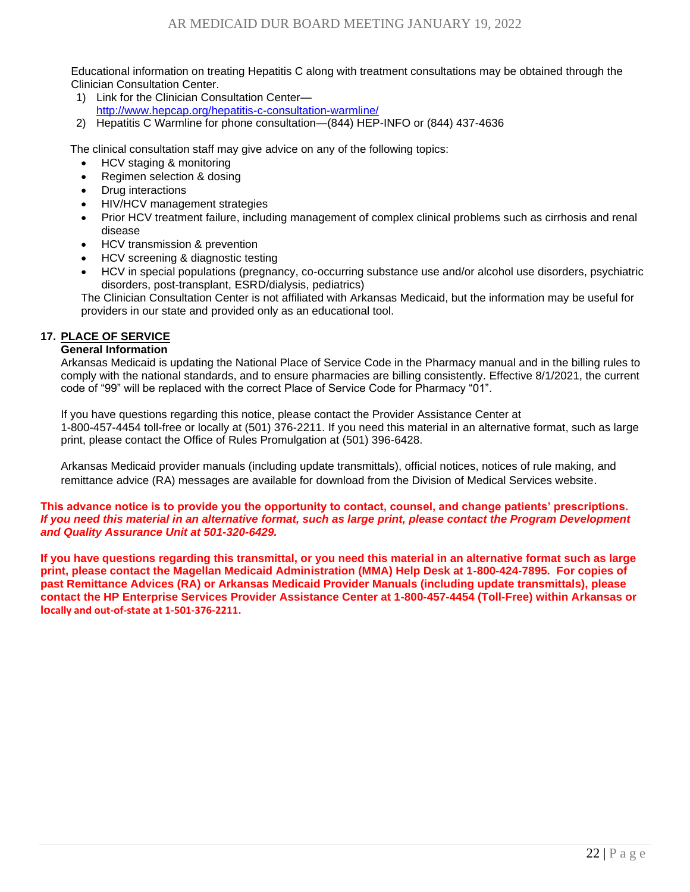Educational information on treating Hepatitis C along with treatment consultations may be obtained through the Clinician Consultation Center.

1) Link for the Clinician Consultation Center—
   http://www.hepcap.org/hepatitis-c-consultation-warmline/
2) Hepatitis C Warmline for phone consultation—(844) HEP-INFO or (844) 437-4636

The clinical consultation staff may give advice on any of the following topics:

- HCV staging & monitoring
- Regimen selection & dosing
- Drug interactions
- HIV/HCV management strategies
- Prior HCV treatment failure, including management of complex clinical problems such as cirrhosis and renal disease
- HCV transmission & prevention
- HCV screening & diagnostic testing
- HCV in special populations (pregnancy, co-occurring substance use and/or alcohol use disorders, psychiatric disorders, post-transplant, ESRD/dialysis, pediatrics)

The Clinician Consultation Center is not affiliated with Arkansas Medicaid, but the information may be useful for providers in our state and provided only as an educational tool.

## 17. PLACE OF SERVICE

**General Information**

Arkansas Medicaid is updating the National Place of Service Code in the Pharmacy manual and in the billing rules to comply with the national standards, and to ensure pharmacies are billing consistently. Effective 8/1/2021, the current code of "99" will be replaced with the correct Place of Service Code for Pharmacy "01".

If you have questions regarding this notice, please contact the Provider Assistance Center at 1-800-457-4454 toll-free or locally at (501) 376-2211. If you need this material in an alternative format, such as large print, please contact the Office of Rules Promulgation at (501) 396-6428.

Arkansas Medicaid provider manuals (including update transmittals), official notices, notices of rule making, and remittance advice (RA) messages are available for download from the Division of Medical Services website.

**This advance notice is to provide you the opportunity to contact, counsel, and change patients' prescriptions.** ***If you need this material in an alternative format, such as large print, please contact the Program Development and Quality Assurance Unit at 501-320-6429.***

**If you have questions regarding this transmittal, or you need this material in an alternative format such as large print, please contact the Magellan Medicaid Administration (MMA) Help Desk at 1-800-424-7895. For copies of past Remittance Advices (RA) or Arkansas Medicaid Provider Manuals (including update transmittals), please contact the HP Enterprise Services Provider Assistance Center at 1-800-457-4454 (Toll-Free) within Arkansas or locally and out-of-state at 1-501-376-2211.**